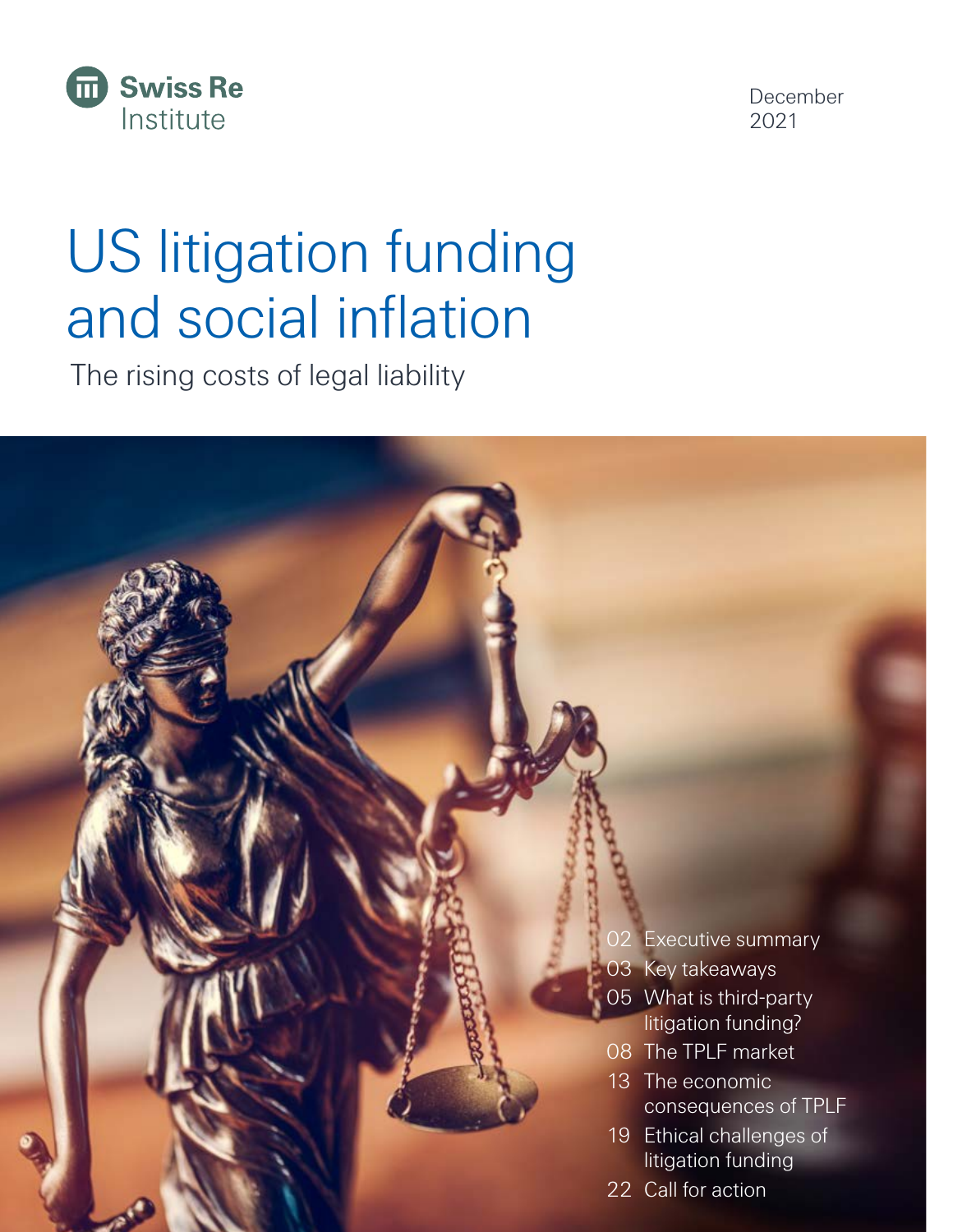Swiss Re Institute

December 2021

# US litigation funding and social inflation

The rising costs of legal liability

- 02 Executive summary
- 03 Key takeaways
- 05 What is third-party litigation funding?
- 08 The TPLF market
- 13 The economic consequences of TPLF
- 19 Ethical challenges of litigation funding
- 22 Call for action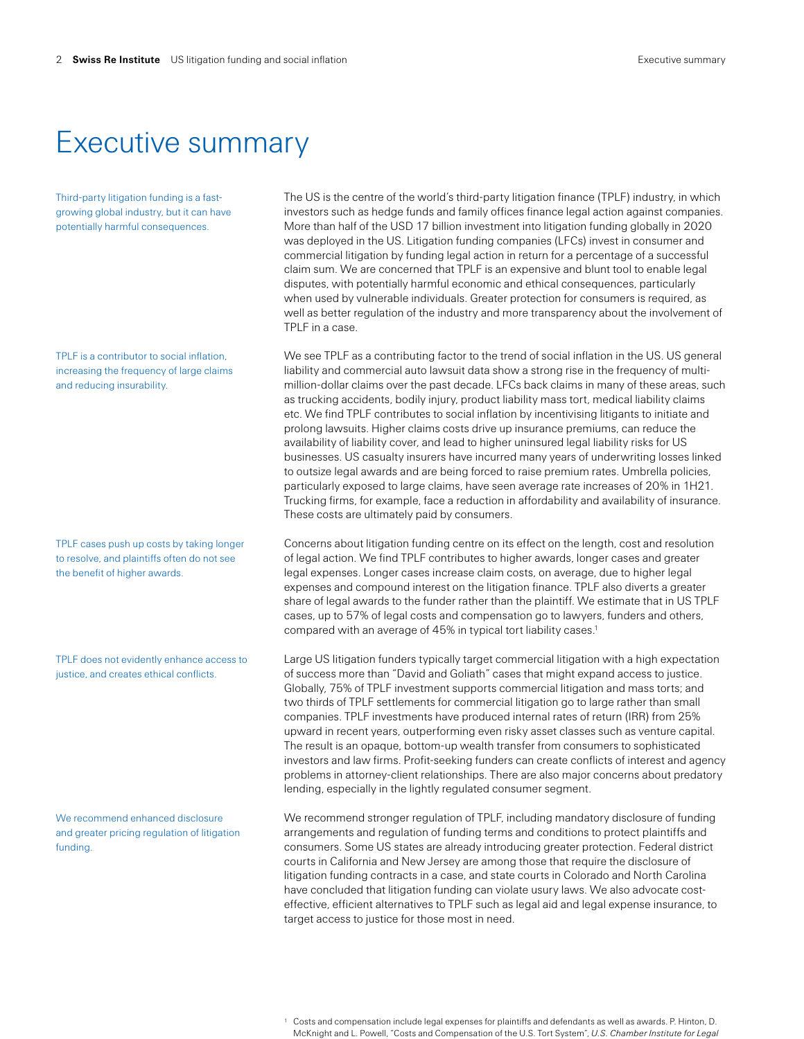# Executive summary

Third-party litigation funding is a fast-growing global industry, but it can have potentially harmful consequences.

The US is the centre of the world's third-party litigation finance (TPLF) industry, in which investors such as hedge funds and family offices finance legal action against companies. More than half of the USD 17 billion investment into litigation funding globally in 2020 was deployed in the US. Litigation funding companies (LFCs) invest in consumer and commercial litigation by funding legal action in return for a percentage of a successful claim sum. We are concerned that TPLF is an expensive and blunt tool to enable legal disputes, with potentially harmful economic and ethical consequences, particularly when used by vulnerable individuals. Greater protection for consumers is required, as well as better regulation of the industry and more transparency about the involvement of TPLF in a case.

TPLF is a contributor to social inflation, increasing the frequency of large claims and reducing insurability.

We see TPLF as a contributing factor to the trend of social inflation in the US. US general liability and commercial auto lawsuit data show a strong rise in the frequency of multi-million-dollar claims over the past decade. LFCs back claims in many of these areas, such as trucking accidents, bodily injury, product liability mass tort, medical liability claims etc. We find TPLF contributes to social inflation by incentivising litigants to initiate and prolong lawsuits. Higher claims costs drive up insurance premiums, can reduce the availability of liability cover, and lead to higher uninsured legal liability risks for US businesses. US casualty insurers have incurred many years of underwriting losses linked to outsize legal awards and are being forced to raise premium rates. Umbrella policies, particularly exposed to large claims, have seen average rate increases of 20% in 1H21. Trucking firms, for example, face a reduction in affordability and availability of insurance. These costs are ultimately paid by consumers.

TPLF cases push up costs by taking longer to resolve, and plaintiffs often do not see the benefit of higher awards.

Concerns about litigation funding centre on its effect on the length, cost and resolution of legal action. We find TPLF contributes to higher awards, longer cases and greater legal expenses. Longer cases increase claim costs, on average, due to higher legal expenses and compound interest on the litigation finance. TPLF also diverts a greater share of legal awards to the funder rather than the plaintiff. We estimate that in US TPLF cases, up to 57% of legal costs and compensation go to lawyers, funders and others, compared with an average of 45% in typical tort liability cases.[1]

TPLF does not evidently enhance access to justice, and creates ethical conflicts.

Large US litigation funders typically target commercial litigation with a high expectation of success more than "David and Goliath" cases that might expand access to justice. Globally, 75% of TPLF investment supports commercial litigation and mass torts; and two thirds of TPLF settlements for commercial litigation go to large rather than small companies. TPLF investments have produced internal rates of return (IRR) from 25% upward in recent years, outperforming even risky asset classes such as venture capital. The result is an opaque, bottom-up wealth transfer from consumers to sophisticated investors and law firms. Profit-seeking funders can create conflicts of interest and agency problems in attorney-client relationships. There are also major concerns about predatory lending, especially in the lightly regulated consumer segment.

We recommend enhanced disclosure and greater pricing regulation of litigation funding.

We recommend stronger regulation of TPLF, including mandatory disclosure of funding arrangements and regulation of funding terms and conditions to protect plaintiffs and consumers. Some US states are already introducing greater protection. Federal district courts in California and New Jersey are among those that require the disclosure of litigation funding contracts in a case, and state courts in Colorado and North Carolina have concluded that litigation funding can violate usury laws. We also advocate cost-effective, efficient alternatives to TPLF such as legal aid and legal expense insurance, to target access to justice for those most in need.

[1] Costs and compensation include legal expenses for plaintiffs and defendants as well as awards. P. Hinton, D. McKnight and L. Powell, "Costs and Compensation of the U.S. Tort System", *U.S. Chamber Institute for Legal*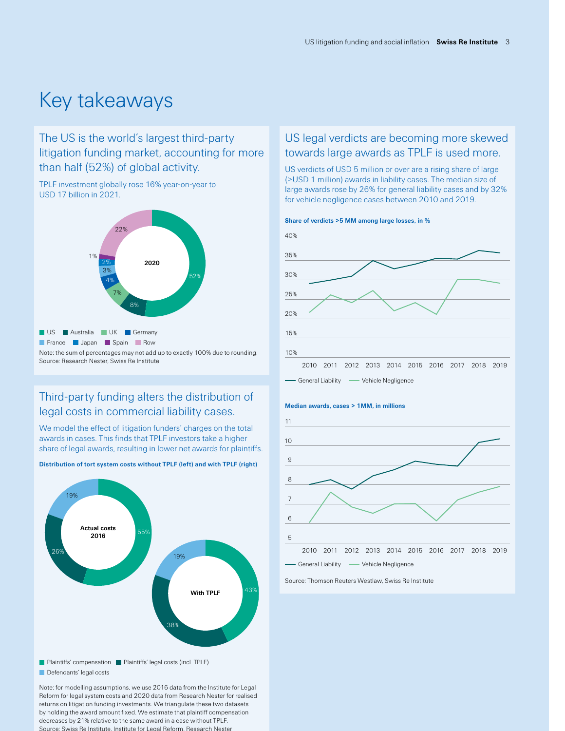# Key takeaways

## The US is the world's largest third-party litigation funding market, accounting for more than half (52%) of global activity.

TPLF investment globally rose 16% year-on-year to USD 17 billion in 2021.

| 2020 | Share |
|---|---|
| US | 52% |
| Australia | 8% |
| UK | 7% |
| Germany | 4% |
| France | 3% |
| Japan | 2% |
| Spain | 1% |
| Row | 22% |

Note: the sum of percentages may not add up to exactly 100% due to rounding.
Source: Research Nester, Swiss Re Institute

## Third-party funding alters the distribution of legal costs in commercial liability cases.

We model the effect of litigation funders' charges on the total awards in cases. This finds that TPLF investors take a higher share of legal awards, resulting in lower net awards for plaintiffs.

**Distribution of tort system costs without TPLF (left) and with TPLF (right)**

| | Actual costs 2016 | With TPLF |
|---|---|---|
| Plaintiffs' compensation | 55% | 43% |
| Plaintiffs' legal costs (incl. TPLF) | 26% | 38% |
| Defendants' legal costs | 19% | 19% |

Note: for modelling assumptions, we use 2016 data from the Institute for Legal Reform for legal system costs and 2020 data from Research Nester for realised returns on litigation funding investments. We triangulate these two datasets by holding the award amount fixed. We estimate that plaintiff compensation decreases by 21% relative to the same award in a case without TPLF.
Source: Swiss Re Institute, Institute for Legal Reform, Research Nester

## US legal verdicts are becoming more skewed towards large awards as TPLF is used more.

US verdicts of USD 5 million or over are a rising share of large (>USD 1 million) awards in liability cases. The median size of large awards rose by 26% for general liability cases and by 32% for vehicle negligence cases between 2010 and 2019.

**Share of verdicts >5 MM among large losses, in %**

Chart: line chart, 2010–2019, y-axis 10%–40%. Approximate values read from the chart:

| Year | General Liability | Vehicle Negligence |
|---|---|---|
| 2010 | ~29% | ~21% |
| 2011 | ~30% | ~26% |
| 2012 | ~31% | ~24% |
| 2013 | ~35% | ~27% |
| 2014 | ~33% | ~22% |
| 2015 | ~34% | ~24% |
| 2016 | ~35.5% | ~21% |
| 2017 | ~35% | ~30% |
| 2018 | ~37% | ~30% |
| 2019 | ~37% | ~29% |

**Median awards, cases > 1MM, in millions**

Chart: line chart, 2010–2019, y-axis 5–11. Approximate values read from the chart:

| Year | General Liability | Vehicle Negligence |
|---|---|---|
| 2010 | ~8.0 | ~6.0 |
| 2011 | ~8.2 | ~7.6 |
| 2012 | ~7.8 | ~6.8 |
| 2013 | ~8.5 | ~6.5 |
| 2014 | ~8.8 | ~7.0 |
| 2015 | ~9.2 | ~7.0 |
| 2016 | ~9.0 | ~6.2 |
| 2017 | ~9.0 | ~7.2 |
| 2018 | ~10.2 | ~7.6 |
| 2019 | ~10.4 | ~7.9 |

Source: Thomson Reuters Westlaw, Swiss Re Institute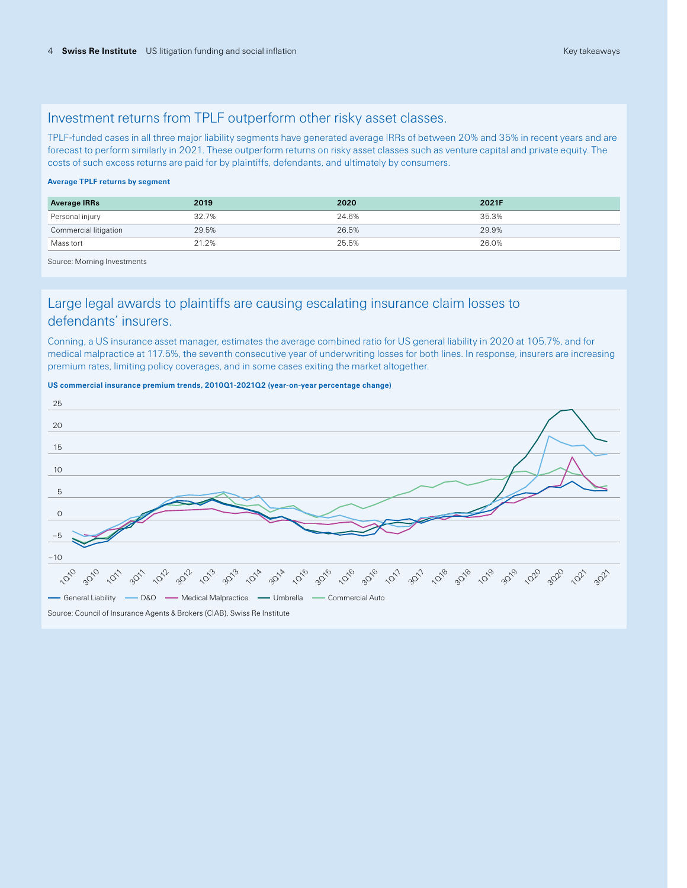## Investment returns from TPLF outperform other risky asset classes.

TPLF-funded cases in all three major liability segments have generated average IRRs of between 20% and 35% in recent years and are forecast to perform similarly in 2021. These outperform returns on risky asset classes such as venture capital and private equity. The costs of such excess returns are paid for by plaintiffs, defendants, and ultimately by consumers.

**Average TPLF returns by segment**

| Average IRRs | 2019 | 2020 | 2021F |
|---|---|---|---|
| Personal injury | 32.7% | 24.6% | 35.3% |
| Commercial litigation | 29.5% | 26.5% | 29.9% |
| Mass tort | 21.2% | 25.5% | 26.0% |

Source: Morning Investments

## Large legal awards to plaintiffs are causing escalating insurance claim losses to defendants' insurers.

Conning, a US insurance asset manager, estimates the average combined ratio for US general liability in 2020 at 105.7%, and for medical malpractice at 117.5%, the seventh consecutive year of underwriting losses for both lines. In response, insurers are increasing premium rates, limiting policy coverages, and in some cases exiting the market altogether.

**US commercial insurance premium trends, 2010Q1-2021Q2 (year-on-year percentage change)**

Source: Council of Insurance Agents & Brokers (CIAB), Swiss Re Institute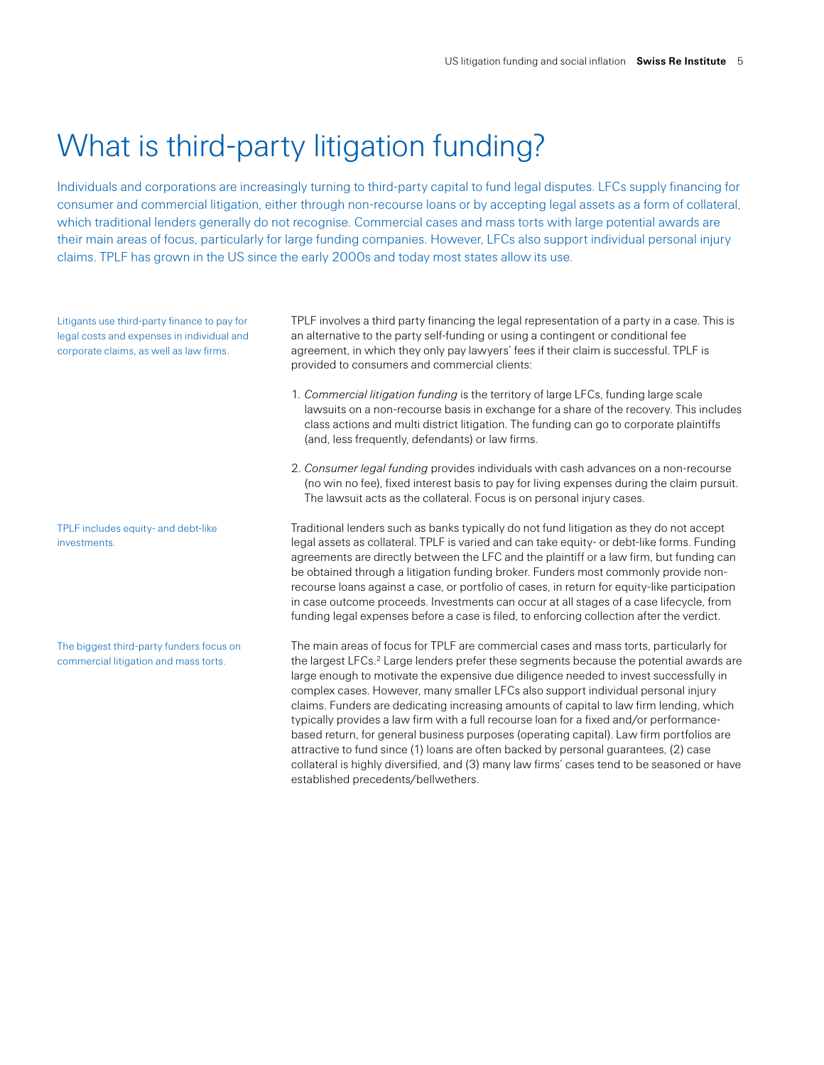# What is third-party litigation funding?

Individuals and corporations are increasingly turning to third-party capital to fund legal disputes. LFCs supply financing for consumer and commercial litigation, either through non-recourse loans or by accepting legal assets as a form of collateral, which traditional lenders generally do not recognise. Commercial cases and mass torts with large potential awards are their main areas of focus, particularly for large funding companies. However, LFCs also support individual personal injury claims. TPLF has grown in the US since the early 2000s and today most states allow its use.

Litigants use third-party finance to pay for legal costs and expenses in individual and corporate claims, as well as law firms.

TPLF involves a third party financing the legal representation of a party in a case. This is an alternative to the party self-funding or using a contingent or conditional fee agreement, in which they only pay lawyers' fees if their claim is successful. TPLF is provided to consumers and commercial clients:

1. *Commercial litigation funding* is the territory of large LFCs, funding large scale lawsuits on a non-recourse basis in exchange for a share of the recovery. This includes class actions and multi district litigation. The funding can go to corporate plaintiffs (and, less frequently, defendants) or law firms.
2. *Consumer legal funding* provides individuals with cash advances on a non-recourse (no win no fee), fixed interest basis to pay for living expenses during the claim pursuit. The lawsuit acts as the collateral. Focus is on personal injury cases.

TPLF includes equity- and debt-like investments.

Traditional lenders such as banks typically do not fund litigation as they do not accept legal assets as collateral. TPLF is varied and can take equity- or debt-like forms. Funding agreements are directly between the LFC and the plaintiff or a law firm, but funding can be obtained through a litigation funding broker. Funders most commonly provide non-recourse loans against a case, or portfolio of cases, in return for equity-like participation in case outcome proceeds. Investments can occur at all stages of a case lifecycle, from funding legal expenses before a case is filed, to enforcing collection after the verdict.

The biggest third-party funders focus on commercial litigation and mass torts.

The main areas of focus for TPLF are commercial cases and mass torts, particularly for the largest LFCs.[2] Large lenders prefer these segments because the potential awards are large enough to motivate the expensive due diligence needed to invest successfully in complex cases. However, many smaller LFCs also support individual personal injury claims. Funders are dedicating increasing amounts of capital to law firm lending, which typically provides a law firm with a full recourse loan for a fixed and/or performance-based return, for general business purposes (operating capital). Law firm portfolios are attractive to fund since (1) loans are often backed by personal guarantees, (2) case collateral is highly diversified, and (3) many law firms' cases tend to be seasoned or have established precedents/bellwethers.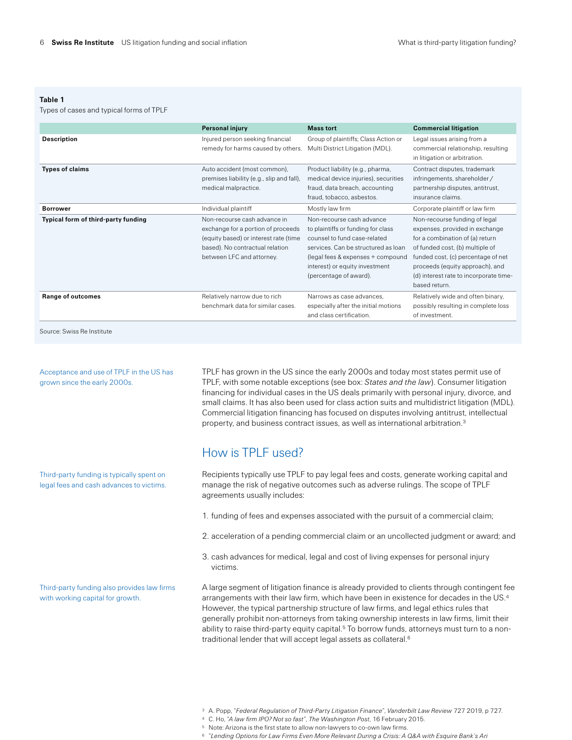**Table 1**
Types of cases and typical forms of TPLF

| | Personal injury | Mass tort | Commercial litigation |
|---|---|---|---|
| **Description** | Injured person seeking financial remedy for harms caused by others. | Group of plaintiffs; Class Action or Multi District Litigation (MDL). | Legal issues arising from a commercial relationship, resulting in litigation or arbitration. |
| **Types of claims** | Auto accident (most common), premises liability (e.g., slip and fall), medical malpractice. | Product liability (e.g., pharma, medical device injuries), securities fraud, data breach, accounting fraud, tobacco, asbestos. | Contract disputes, trademark infringements, shareholder / partnership disputes, antitrust, insurance claims. |
| **Borrower** | Individual plaintiff | Mostly law firm | Corporate plaintiff or law firm |
| **Typical form of third-party funding** | Non-recourse cash advance in exchange for a portion of proceeds (equity based) or interest rate (time based). No contractual relation between LFC and attorney. | Non-recourse cash advance to plaintiffs or funding for class counsel to fund case-related services. Can be structured as loan (legal fees & expenses + compound interest) or equity investment (percentage of award). | Non-recourse funding of legal expenses. provided in exchange for a combination of (a) return of funded cost, (b) multiple of funded cost, (c) percentage of net proceeds (equity approach), and (d) interest rate to incorporate time-based return. |
| **Range of outcomes** | Relatively narrow due to rich benchmark data for similar cases. | Narrows as case advances, especially after the initial motions and class certification. | Relatively wide and often binary, possibly resulting in complete loss of investment. |

Source: Swiss Re Institute

Acceptance and use of TPLF in the US has grown since the early 2000s.

TPLF has grown in the US since the early 2000s and today most states permit use of TPLF, with some notable exceptions (see box: *States and the law*). Consumer litigation financing for individual cases in the US deals primarily with personal injury, divorce, and small claims. It has also been used for class action suits and multidistrict litigation (MDL). Commercial litigation financing has focused on disputes involving antitrust, intellectual property, and business contract issues, as well as international arbitration.[3]

## How is TPLF used?

Third-party funding is typically spent on legal fees and cash advances to victims.

Recipients typically use TPLF to pay legal fees and costs, generate working capital and manage the risk of negative outcomes such as adverse rulings. The scope of TPLF agreements usually includes:

1. funding of fees and expenses associated with the pursuit of a commercial claim;
2. acceleration of a pending commercial claim or an uncollected judgment or award; and
3. cash advances for medical, legal and cost of living expenses for personal injury victims.

Third-party funding also provides law firms with working capital for growth.

A large segment of litigation finance is already provided to clients through contingent fee arrangements with their law firm, which have been in existence for decades in the US.[4] However, the typical partnership structure of law firms, and legal ethics rules that generally prohibit non-attorneys from taking ownership interests in law firms, limit their ability to raise third-party equity capital.[5] To borrow funds, attorneys must turn to a non-traditional lender that will accept legal assets as collateral.[6]

[3] A. Popp, "*Federal Regulation of Third-Party Litigation Finance*", *Vanderbilt Law Review* 727 2019, p 727.
[4] C. Ho, "*A law firm IPO? Not so fast*", *The Washington Post*, 16 February 2015.
[5] Note: Arizona is the first state to allow non-lawyers to co-own law firms.
[6] "*Lending Options for Law Firms Even More Relevant During a Crisis: A Q&A with Esquire Bank's Ari*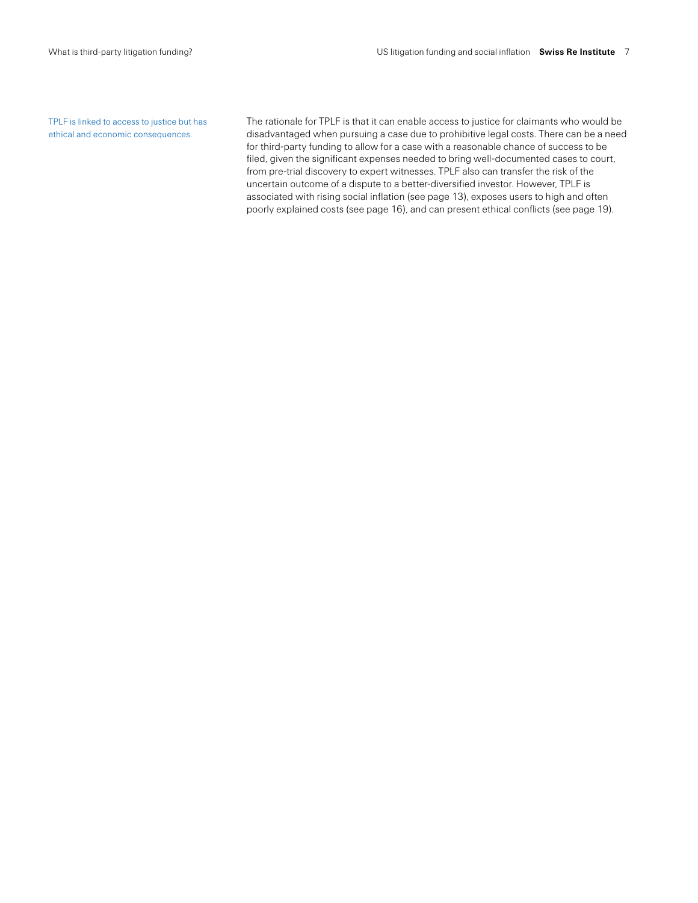TPLF is linked to access to justice but has ethical and economic consequences.

The rationale for TPLF is that it can enable access to justice for claimants who would be disadvantaged when pursuing a case due to prohibitive legal costs. There can be a need for third-party funding to allow for a case with a reasonable chance of success to be filed, given the significant expenses needed to bring well-documented cases to court, from pre-trial discovery to expert witnesses. TPLF also can transfer the risk of the uncertain outcome of a dispute to a better-diversified investor. However, TPLF is associated with rising social inflation (see page 13), exposes users to high and often poorly explained costs (see page 16), and can present ethical conflicts (see page 19).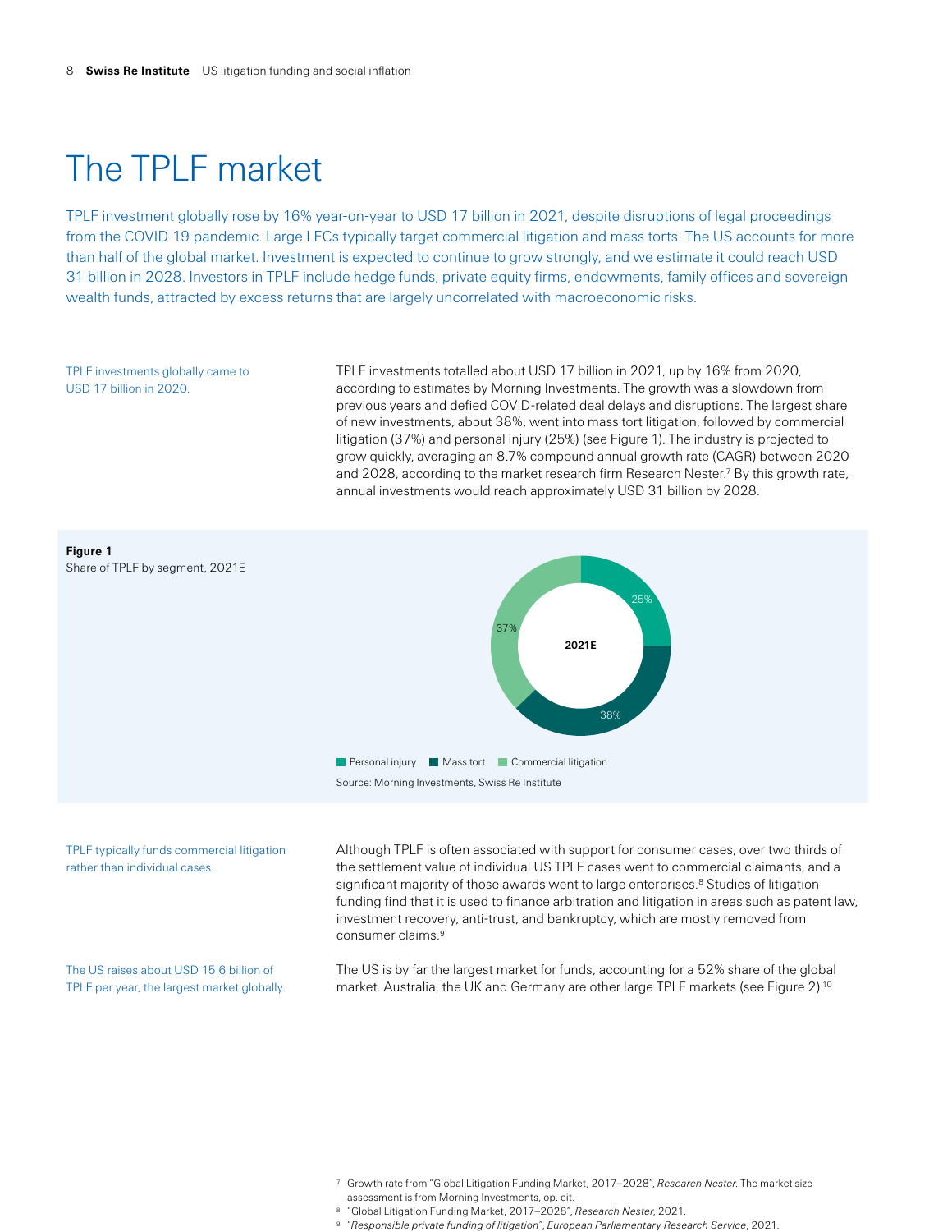# The TPLF market

TPLF investment globally rose by 16% year-on-year to USD 17 billion in 2021, despite disruptions of legal proceedings from the COVID-19 pandemic. Large LFCs typically target commercial litigation and mass torts. The US accounts for more than half of the global market. Investment is expected to continue to grow strongly, and we estimate it could reach USD 31 billion in 2028. Investors in TPLF include hedge funds, private equity firms, endowments, family offices and sovereign wealth funds, attracted by excess returns that are largely uncorrelated with macroeconomic risks.

TPLF investments globally came to USD 17 billion in 2020.

TPLF investments totalled about USD 17 billion in 2021, up by 16% from 2020, according to estimates by Morning Investments. The growth was a slowdown from previous years and defied COVID-related deal delays and disruptions. The largest share of new investments, about 38%, went into mass tort litigation, followed by commercial litigation (37%) and personal injury (25%) (see Figure 1). The industry is projected to grow quickly, averaging an 8.7% compound annual growth rate (CAGR) between 2020 and 2028, according to the market research firm Research Nester.[7] By this growth rate, annual investments would reach approximately USD 31 billion by 2028.

**Figure 1**
Share of TPLF by segment, 2021E

| Segment | 2021E |
|---|---|
| Personal injury | 25% |
| Mass tort | 38% |
| Commercial litigation | 37% |

Source: Morning Investments, Swiss Re Institute

TPLF typically funds commercial litigation rather than individual cases.

Although TPLF is often associated with support for consumer cases, over two thirds of the settlement value of individual US TPLF cases went to commercial claimants, and a significant majority of those awards went to large enterprises.[8] Studies of litigation funding find that it is used to finance arbitration and litigation in areas such as patent law, investment recovery, anti-trust, and bankruptcy, which are mostly removed from consumer claims.[9]

The US raises about USD 15.6 billion of TPLF per year, the largest market globally.

The US is by far the largest market for funds, accounting for a 52% share of the global market. Australia, the UK and Germany are other large TPLF markets (see Figure 2).[10]

[7] Growth rate from "Global Litigation Funding Market, 2017–2028", *Research Nester*. The market size assessment is from Morning Investments, op. cit.
[8] "Global Litigation Funding Market, 2017–2028", *Research Nester*, 2021.
[9] "*Responsible private funding of litigation*", *European Parliamentary Research Service*, 2021.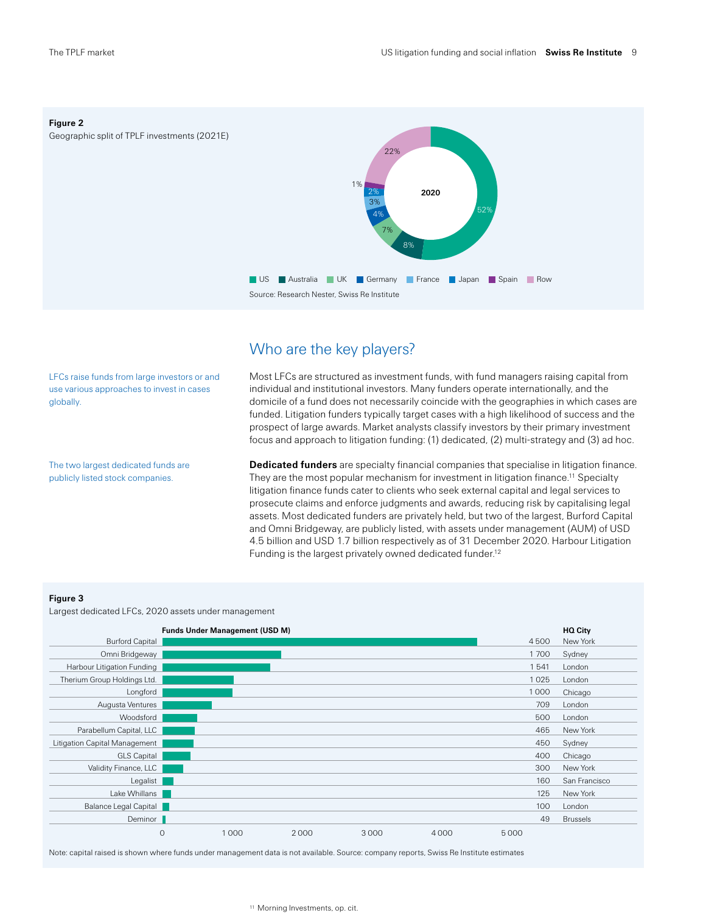**Figure 2**
Geographic split of TPLF investments (2021E)

2020: US 52%, Australia 8%, UK 7%, Germany 4%, France 3%, Japan 2%, Spain 1%, RoW 22%

Source: Research Nester, Swiss Re Institute

## Who are the key players?

LFCs raise funds from large investors or and use various approaches to invest in cases globally.

Most LFCs are structured as investment funds, with fund managers raising capital from individual and institutional investors. Many funders operate internationally, and the domicile of a fund does not necessarily coincide with the geographies in which cases are funded. Litigation funders typically target cases with a high likelihood of success and the prospect of large awards. Market analysts classify investors by their primary investment focus and approach to litigation funding: (1) dedicated, (2) multi-strategy and (3) ad hoc.

The two largest dedicated funds are publicly listed stock companies.

**Dedicated funders** are specialty financial companies that specialise in litigation finance. They are the most popular mechanism for investment in litigation finance.[11] Specialty litigation finance funds cater to clients who seek external capital and legal services to prosecute claims and enforce judgments and awards, reducing risk by capitalising legal assets. Most dedicated funders are privately held, but two of the largest, Burford Capital and Omni Bridgeway, are publicly listed, with assets under management (AUM) of USD 4.5 billion and USD 1.7 billion respectively as of 31 December 2020. Harbour Litigation Funding is the largest privately owned dedicated funder.[12]

**Figure 3**
Largest dedicated LFCs, 2020 assets under management

| | Funds Under Management (USD M) | HQ City |
|---|---|---|
| Burford Capital | 4 500 | New York |
| Omni Bridgeway | 1 700 | Sydney |
| Harbour Litigation Funding | 1 541 | London |
| Therium Group Holdings Ltd. | 1 025 | London |
| Longford | 1 000 | Chicago |
| Augusta Ventures | 709 | London |
| Woodsford | 500 | London |
| Parabellum Capital, LLC | 465 | New York |
| Litigation Capital Management | 450 | Sydney |
| GLS Capital | 400 | Chicago |
| Validity Finance, LLC | 300 | New York |
| Legalist | 160 | San Francisco |
| Lake Whillans | 125 | New York |
| Balance Legal Capital | 100 | London |
| Deminor | 49 | Brussels |

Note: capital raised is shown where funds under management data is not available. Source: company reports, Swiss Re Institute estimates

[11] Morning Investments, op. cit.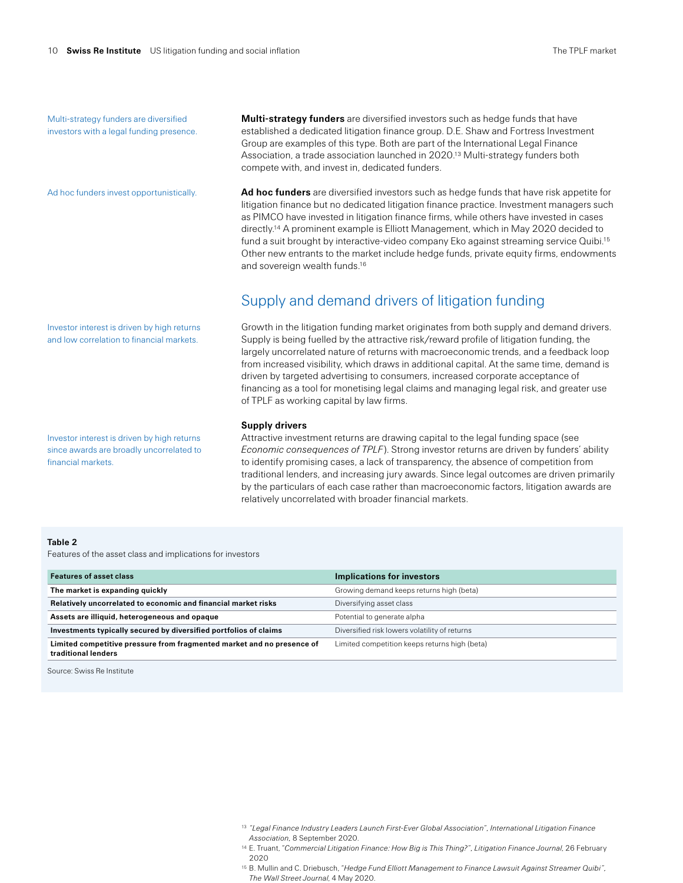Multi-strategy funders are diversified investors with a legal funding presence.

**Multi-strategy funders** are diversified investors such as hedge funds that have established a dedicated litigation finance group. D.E. Shaw and Fortress Investment Group are examples of this type. Both are part of the International Legal Finance Association, a trade association launched in 2020.[13] Multi-strategy funders both compete with, and invest in, dedicated funders.

Ad hoc funders invest opportunistically.

**Ad hoc funders** are diversified investors such as hedge funds that have risk appetite for litigation finance but no dedicated litigation finance practice. Investment managers such as PIMCO have invested in litigation finance firms, while others have invested in cases directly.[14] A prominent example is Elliott Management, which in May 2020 decided to fund a suit brought by interactive-video company Eko against streaming service Quibi.[15] Other new entrants to the market include hedge funds, private equity firms, endowments and sovereign wealth funds.[16]

## Supply and demand drivers of litigation funding

Investor interest is driven by high returns and low correlation to financial markets.

Growth in the litigation funding market originates from both supply and demand drivers. Supply is being fuelled by the attractive risk/reward profile of litigation funding, the largely uncorrelated nature of returns with macroeconomic trends, and a feedback loop from increased visibility, which draws in additional capital. At the same time, demand is driven by targeted advertising to consumers, increased corporate acceptance of financing as a tool for monetising legal claims and managing legal risk, and greater use of TPLF as working capital by law firms.

### Supply drivers

Investor interest is driven by high returns since awards are broadly uncorrelated to financial markets.

Attractive investment returns are drawing capital to the legal funding space (see *Economic consequences of TPLF*). Strong investor returns are driven by funders' ability to identify promising cases, a lack of transparency, the absence of competition from traditional lenders, and increasing jury awards. Since legal outcomes are driven primarily by the particulars of each case rather than macroeconomic factors, litigation awards are relatively uncorrelated with broader financial markets.

**Table 2**
Features of the asset class and implications for investors

| Features of asset class | Implications for investors |
|---|---|
| **The market is expanding quickly** | Growing demand keeps returns high (beta) |
| **Relatively uncorrelated to economic and financial market risks** | Diversifying asset class |
| **Assets are illiquid, heterogeneous and opaque** | Potential to generate alpha |
| **Investments typically secured by diversified portfolios of claims** | Diversified risk lowers volatility of returns |
| **Limited competitive pressure from fragmented market and no presence of traditional lenders** | Limited competition keeps returns high (beta) |

Source: Swiss Re Institute

[13] *"Legal Finance Industry Leaders Launch First-Ever Global Association"*, *International Litigation Finance Association*, 8 September 2020.
[14] E. Truant, "*Commercial Litigation Finance: How Big is This Thing?"*, *Litigation Finance Journal*, 26 February 2020
[15] B. Mullin and C. Driebusch, *"Hedge Fund Elliott Management to Finance Lawsuit Against Streamer Quibi"*, *The Wall Street Journal*, 4 May 2020.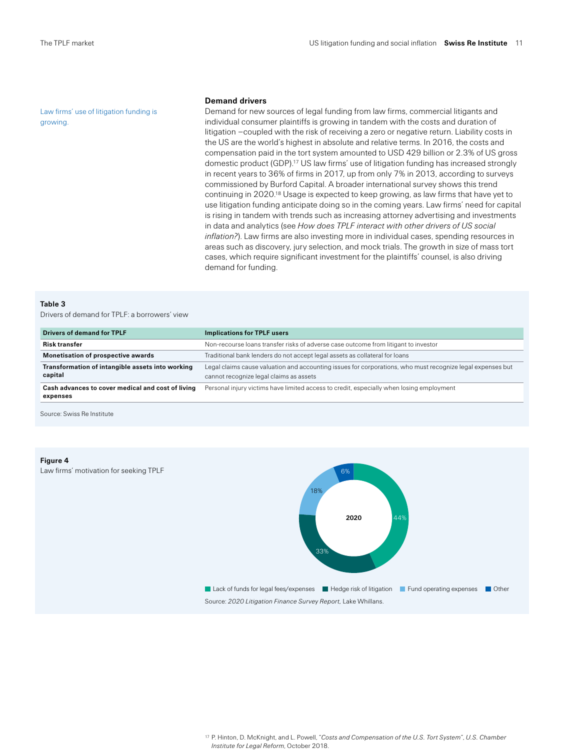Law firms' use of litigation funding is growing.

### Demand drivers

Demand for new sources of legal funding from law firms, commercial litigants and individual consumer plaintiffs is growing in tandem with the costs and duration of litigation —coupled with the risk of receiving a zero or negative return. Liability costs in the US are the world's highest in absolute and relative terms. In 2016, the costs and compensation paid in the tort system amounted to USD 429 billion or 2.3% of US gross domestic product (GDP).[17] US law firms' use of litigation funding has increased strongly in recent years to 36% of firms in 2017, up from only 7% in 2013, according to surveys commissioned by Burford Capital. A broader international survey shows this trend continuing in 2020.[18] Usage is expected to keep growing, as law firms that have yet to use litigation funding anticipate doing so in the coming years. Law firms' need for capital is rising in tandem with trends such as increasing attorney advertising and investments in data and analytics (see *How does TPLF interact with other drivers of US social inflation?*). Law firms are also investing more in individual cases, spending resources in areas such as discovery, jury selection, and mock trials. The growth in size of mass tort cases, which require significant investment for the plaintiffs' counsel, is also driving demand for funding.

**Table 3**
Drivers of demand for TPLF: a borrowers' view

| Drivers of demand for TPLF | Implications for TPLF users |
|---|---|
| **Risk transfer** | Non-recourse loans transfer risks of adverse case outcome from litigant to investor |
| **Monetisation of prospective awards** | Traditional bank lenders do not accept legal assets as collateral for loans |
| **Transformation of intangible assets into working capital** | Legal claims cause valuation and accounting issues for corporations, who must recognize legal expenses but cannot recognize legal claims as assets |
| **Cash advances to cover medical and cost of living expenses** | Personal injury victims have limited access to credit, especially when losing employment |

Source: Swiss Re Institute

**Figure 4**
Law firms' motivation for seeking TPLF

2020: Lack of funds for legal fees/expenses 44%; Hedge risk of litigation 33%; Fund operating expenses 18%; Other 6%

Source: *2020 Litigation Finance Survey Report*, Lake Whillans.

[17] P. Hinton, D. McKnight, and L. Powell, "*Costs and Compensation of the U.S. Tort System*", *U.S. Chamber Institute for Legal Reform*, October 2018.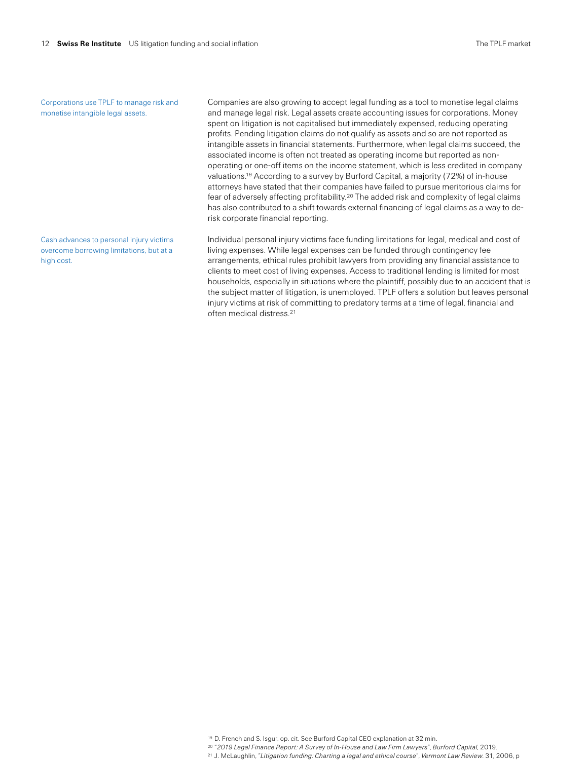Corporations use TPLF to manage risk and monetise intangible legal assets.

Companies are also growing to accept legal funding as a tool to monetise legal claims and manage legal risk. Legal assets create accounting issues for corporations. Money spent on litigation is not capitalised but immediately expensed, reducing operating profits. Pending litigation claims do not qualify as assets and so are not reported as intangible assets in financial statements. Furthermore, when legal claims succeed, the associated income is often not treated as operating income but reported as non-operating or one-off items on the income statement, which is less credited in company valuations.[19] According to a survey by Burford Capital, a majority (72%) of in-house attorneys have stated that their companies have failed to pursue meritorious claims for fear of adversely affecting profitability.[20] The added risk and complexity of legal claims has also contributed to a shift towards external financing of legal claims as a way to de-risk corporate financial reporting.

Cash advances to personal injury victims overcome borrowing limitations, but at a high cost.

Individual personal injury victims face funding limitations for legal, medical and cost of living expenses. While legal expenses can be funded through contingency fee arrangements, ethical rules prohibit lawyers from providing any financial assistance to clients to meet cost of living expenses. Access to traditional lending is limited for most households, especially in situations where the plaintiff, possibly due to an accident that is the subject matter of litigation, is unemployed. TPLF offers a solution but leaves personal injury victims at risk of committing to predatory terms at a time of legal, financial and often medical distress.[21]

[19] D. French and S. Isgur, op. cit. See Burford Capital CEO explanation at 32 min.

[20] "*2019 Legal Finance Report: A Survey of In-House and Law Firm Lawyers*", *Burford Capital*, 2019.

[21] J. McLaughlin, "*Litigation funding: Charting a legal and ethical course*", *Vermont Law Review*. 31, 2006, p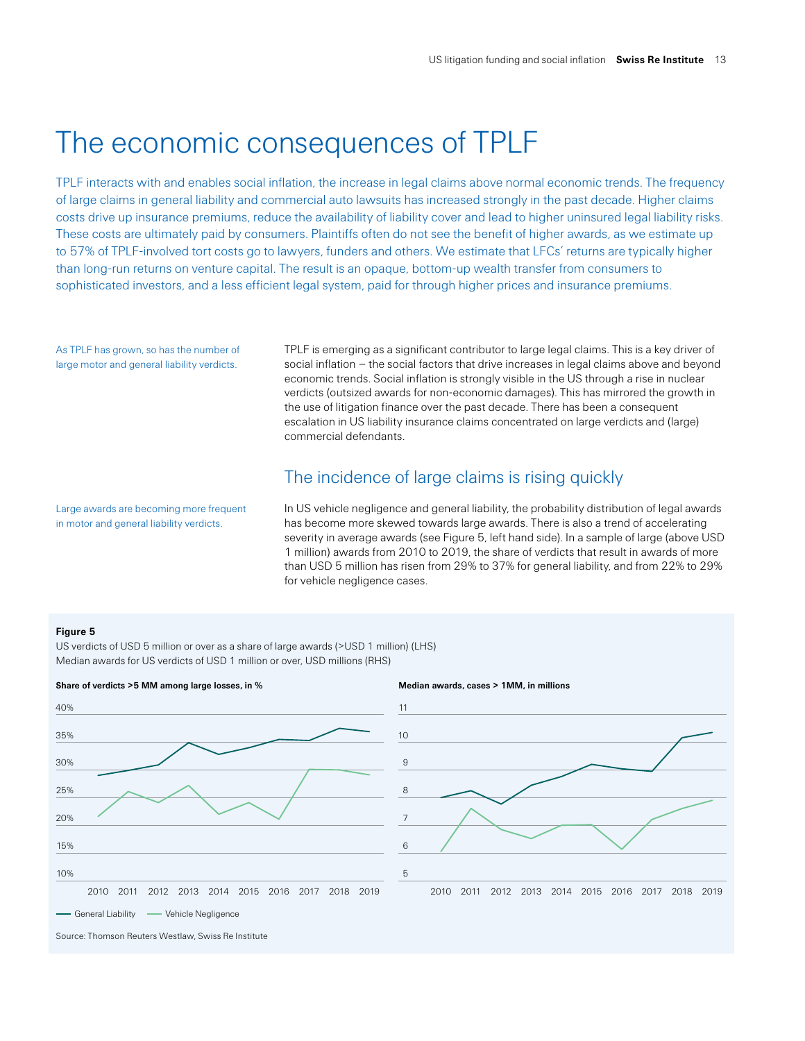# The economic consequences of TPLF

TPLF interacts with and enables social inflation, the increase in legal claims above normal economic trends. The frequency of large claims in general liability and commercial auto lawsuits has increased strongly in the past decade. Higher claims costs drive up insurance premiums, reduce the availability of liability cover and lead to higher uninsured legal liability risks. These costs are ultimately paid by consumers. Plaintiffs often do not see the benefit of higher awards, as we estimate up to 57% of TPLF-involved tort costs go to lawyers, funders and others. We estimate that LFCs' returns are typically higher than long-run returns on venture capital. The result is an opaque, bottom-up wealth transfer from consumers to sophisticated investors, and a less efficient legal system, paid for through higher prices and insurance premiums.

As TPLF has grown, so has the number of large motor and general liability verdicts.

TPLF is emerging as a significant contributor to large legal claims. This is a key driver of social inflation – the social factors that drive increases in legal claims above and beyond economic trends. Social inflation is strongly visible in the US through a rise in nuclear verdicts (outsized awards for non-economic damages). This has mirrored the growth in the use of litigation finance over the past decade. There has been a consequent escalation in US liability insurance claims concentrated on large verdicts and (large) commercial defendants.

## The incidence of large claims is rising quickly

Large awards are becoming more frequent in motor and general liability verdicts.

In US vehicle negligence and general liability, the probability distribution of legal awards has become more skewed towards large awards. There is also a trend of accelerating severity in average awards (see Figure 5, left hand side). In a sample of large (above USD 1 million) awards from 2010 to 2019, the share of verdicts that result in awards of more than USD 5 million has risen from 29% to 37% for general liability, and from 22% to 29% for vehicle negligence cases.

**Figure 5**

US verdicts of USD 5 million or over as a share of large awards (>USD 1 million) (LHS)
Median awards for US verdicts of USD 1 million or over, USD millions (RHS)

**Share of verdicts >5 MM among large losses, in %**

**Median awards, cases > 1MM, in millions**

General Liability, Vehicle Negligence

Source: Thomson Reuters Westlaw, Swiss Re Institute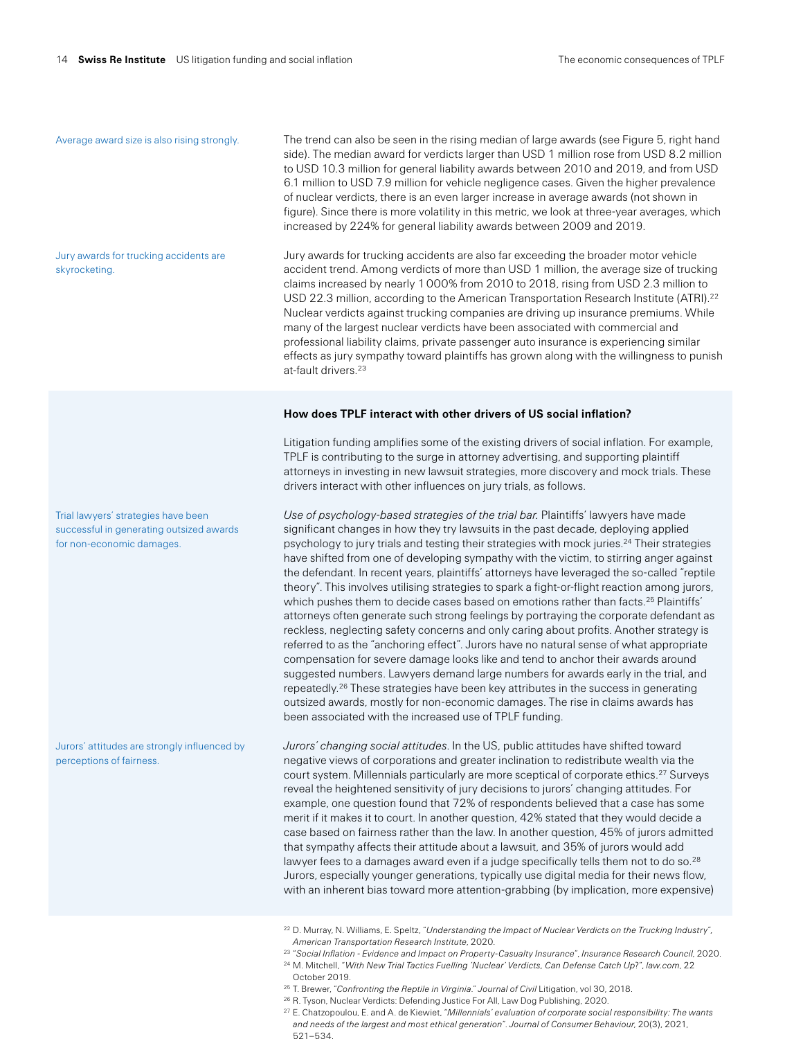Average award size is also rising strongly.

The trend can also be seen in the rising median of large awards (see Figure 5, right hand side). The median award for verdicts larger than USD 1 million rose from USD 8.2 million to USD 10.3 million for general liability awards between 2010 and 2019, and from USD 6.1 million to USD 7.9 million for vehicle negligence cases. Given the higher prevalence of nuclear verdicts, there is an even larger increase in average awards (not shown in figure). Since there is more volatility in this metric, we look at three-year averages, which increased by 224% for general liability awards between 2009 and 2019.

Jury awards for trucking accidents are skyrocketing.

Jury awards for trucking accidents are also far exceeding the broader motor vehicle accident trend. Among verdicts of more than USD 1 million, the average size of trucking claims increased by nearly 1 000% from 2010 to 2018, rising from USD 2.3 million to USD 22.3 million, according to the American Transportation Research Institute (ATRI).[22] Nuclear verdicts against trucking companies are driving up insurance premiums. While many of the largest nuclear verdicts have been associated with commercial and professional liability claims, private passenger auto insurance is experiencing similar effects as jury sympathy toward plaintiffs has grown along with the willingness to punish at-fault drivers.[23]

**How does TPLF interact with other drivers of US social inflation?**

Litigation funding amplifies some of the existing drivers of social inflation. For example, TPLF is contributing to the surge in attorney advertising, and supporting plaintiff attorneys in investing in new lawsuit strategies, more discovery and mock trials. These drivers interact with other influences on jury trials, as follows.

Trial lawyers' strategies have been successful in generating outsized awards for non-economic damages.

*Use of psychology-based strategies of the trial bar.* Plaintiffs' lawyers have made significant changes in how they try lawsuits in the past decade, deploying applied psychology to jury trials and testing their strategies with mock juries.[24] Their strategies have shifted from one of developing sympathy with the victim, to stirring anger against the defendant. In recent years, plaintiffs' attorneys have leveraged the so-called "reptile theory". This involves utilising strategies to spark a fight-or-flight reaction among jurors, which pushes them to decide cases based on emotions rather than facts.[25] Plaintiffs' attorneys often generate such strong feelings by portraying the corporate defendant as reckless, neglecting safety concerns and only caring about profits. Another strategy is referred to as the "anchoring effect". Jurors have no natural sense of what appropriate compensation for severe damage looks like and tend to anchor their awards around suggested numbers. Lawyers demand large numbers for awards early in the trial, and repeatedly.[26] These strategies have been key attributes in the success in generating outsized awards, mostly for non-economic damages. The rise in claims awards has been associated with the increased use of TPLF funding.

Jurors' attitudes are strongly influenced by perceptions of fairness.

*Jurors' changing social attitudes.* In the US, public attitudes have shifted toward negative views of corporations and greater inclination to redistribute wealth via the court system. Millennials particularly are more sceptical of corporate ethics.[27] Surveys reveal the heightened sensitivity of jury decisions to jurors' changing attitudes. For example, one question found that 72% of respondents believed that a case has some merit if it makes it to court. In another question, 42% stated that they would decide a case based on fairness rather than the law. In another question, 45% of jurors admitted that sympathy affects their attitude about a lawsuit, and 35% of jurors would add lawyer fees to a damages award even if a judge specifically tells them not to do so.[28] Jurors, especially younger generations, typically use digital media for their news flow, with an inherent bias toward more attention-grabbing (by implication, more expensive)

[22] D. Murray, N. Williams, E. Speltz, "*Understanding the Impact of Nuclear Verdicts on the Trucking Industry*", *American Transportation Research Institute*, 2020.
[23] "*Social Inflation - Evidence and Impact on Property-Casualty Insurance*", *Insurance Research Council*, 2020.
[24] M. Mitchell, "*With New Trial Tactics Fuelling 'Nuclear' Verdicts, Can Defense Catch Up*?", *law.com*, 22 October 2019.
[25] T. Brewer, "*Confronting the Reptile in Virginia*." *Journal of Civil* Litigation, vol 30, 2018.
[26] R. Tyson, Nuclear Verdicts: Defending Justice For All, Law Dog Publishing, 2020.
[27] E. Chatzopoulou, E. and A. de Kiewiet, "*Millennials' evaluation of corporate social responsibility: The wants and needs of the largest and most ethical generation*". *Journal of Consumer Behaviour*, 20(3), 2021, 521–534.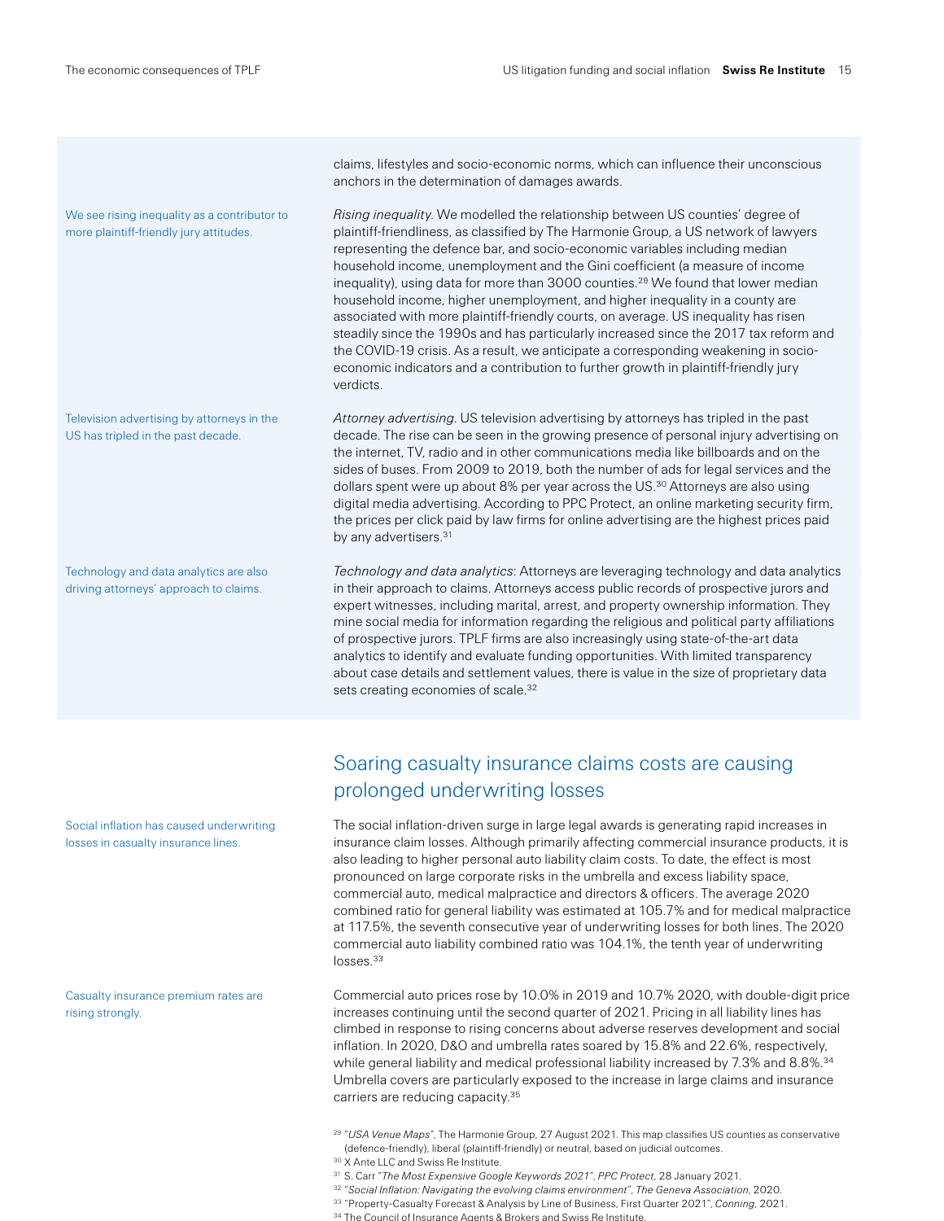claims, lifestyles and socio-economic norms, which can influence their unconscious anchors in the determination of damages awards.

We see rising inequality as a contributor to more plaintiff-friendly jury attitudes.

*Rising inequality*. We modelled the relationship between US counties' degree of plaintiff-friendliness, as classified by The Harmonie Group, a US network of lawyers representing the defence bar, and socio-economic variables including median household income, unemployment and the Gini coefficient (a measure of income inequality), using data for more than 3000 counties.[29] We found that lower median household income, higher unemployment, and higher inequality in a county are associated with more plaintiff-friendly courts, on average. US inequality has risen steadily since the 1990s and has particularly increased since the 2017 tax reform and the COVID-19 crisis. As a result, we anticipate a corresponding weakening in socio-economic indicators and a contribution to further growth in plaintiff-friendly jury verdicts.

Television advertising by attorneys in the US has tripled in the past decade.

*Attorney advertising*. US television advertising by attorneys has tripled in the past decade. The rise can be seen in the growing presence of personal injury advertising on the internet, TV, radio and in other communications media like billboards and on the sides of buses. From 2009 to 2019, both the number of ads for legal services and the dollars spent were up about 8% per year across the US.[30] Attorneys are also using digital media advertising. According to PPC Protect, an online marketing security firm, the prices per click paid by law firms for online advertising are the highest prices paid by any advertisers.[31]

Technology and data analytics are also driving attorneys' approach to claims.

*Technology and data analytics*: Attorneys are leveraging technology and data analytics in their approach to claims. Attorneys access public records of prospective jurors and expert witnesses, including marital, arrest, and property ownership information. They mine social media for information regarding the religious and political party affiliations of prospective jurors. TPLF firms are also increasingly using state-of-the-art data analytics to identify and evaluate funding opportunities. With limited transparency about case details and settlement values, there is value in the size of proprietary data sets creating economies of scale.[32]

## Soaring casualty insurance claims costs are causing prolonged underwriting losses

Social inflation has caused underwriting losses in casualty insurance lines.

The social inflation-driven surge in large legal awards is generating rapid increases in insurance claim losses. Although primarily affecting commercial insurance products, it is also leading to higher personal auto liability claim costs. To date, the effect is most pronounced on large corporate risks in the umbrella and excess liability space, commercial auto, medical malpractice and directors & officers. The average 2020 combined ratio for general liability was estimated at 105.7% and for medical malpractice at 117.5%, the seventh consecutive year of underwriting losses for both lines. The 2020 commercial auto liability combined ratio was 104.1%, the tenth year of underwriting losses.[33]

Casualty insurance premium rates are rising strongly.

Commercial auto prices rose by 10.0% in 2019 and 10.7% 2020, with double-digit price increases continuing until the second quarter of 2021. Pricing in all liability lines has climbed in response to rising concerns about adverse reserves development and social inflation. In 2020, D&O and umbrella rates soared by 15.8% and 22.6%, respectively, while general liability and medical professional liability increased by 7.3% and 8.8%.[34] Umbrella covers are particularly exposed to the increase in large claims and insurance carriers are reducing capacity.[35]

[29] "*USA Venue Maps*", The Harmonie Group, 27 August 2021. This map classifies US counties as conservative (defence-friendly), liberal (plaintiff-friendly) or neutral, based on judicial outcomes.
[30] X Ante LLC and Swiss Re Institute.
[31] S. Carr "*The Most Expensive Google Keywords 2021*", *PPC Protect*, 28 January 2021.
[32] "*Social Inflation: Navigating the evolving claims environment*", *The Geneva Association*, 2020.
[33] "Property-Casualty Forecast & Analysis by Line of Business, First Quarter 2021", *Conning*, 2021.
[34] The Council of Insurance Agents & Brokers and Swiss Re Institute.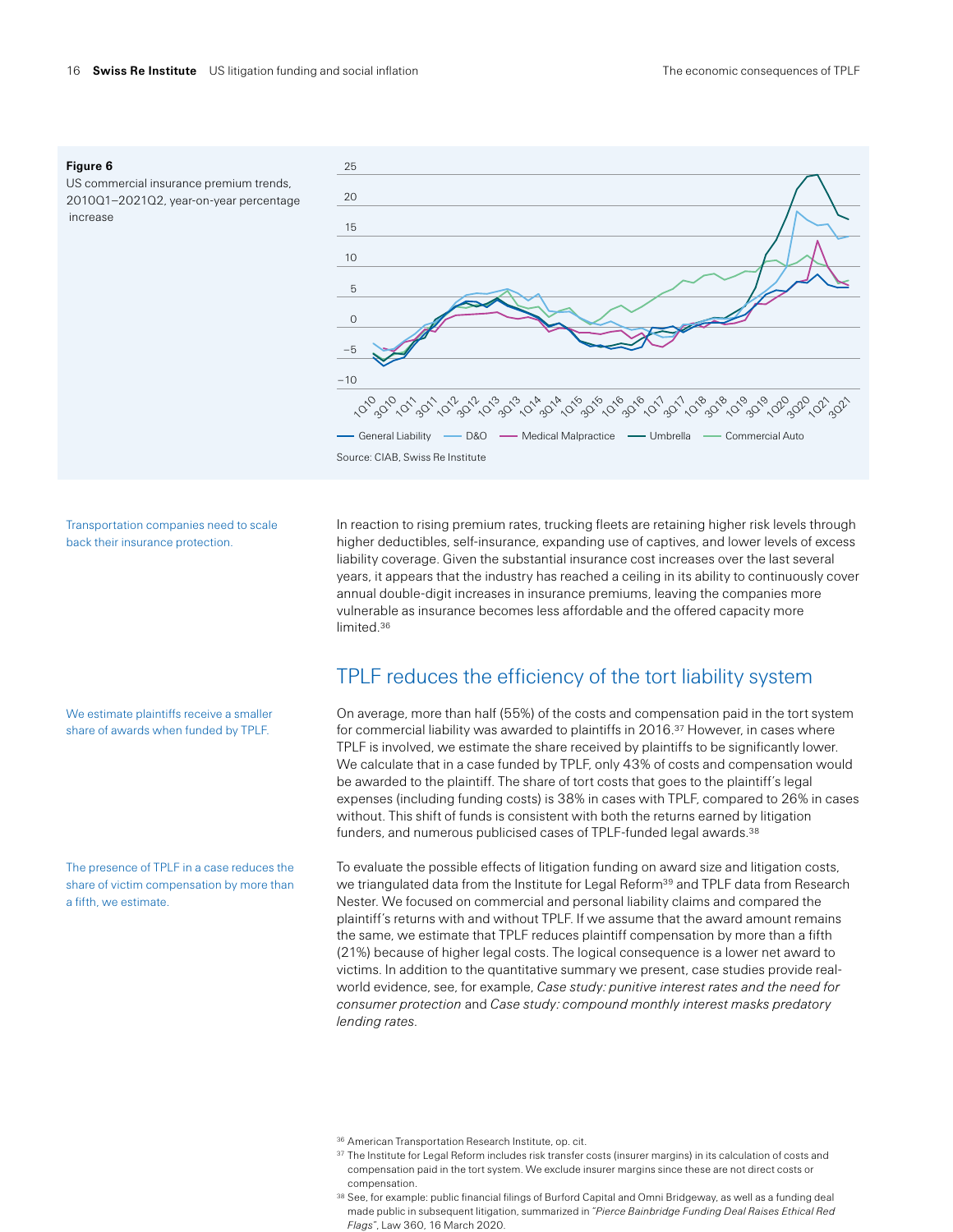**Figure 6**
US commercial insurance premium trends, 2010Q1–2021Q2, year-on-year percentage increase

Source: CIAB, Swiss Re Institute

Transportation companies need to scale back their insurance protection.

In reaction to rising premium rates, trucking fleets are retaining higher risk levels through higher deductibles, self-insurance, expanding use of captives, and lower levels of excess liability coverage. Given the substantial insurance cost increases over the last several years, it appears that the industry has reached a ceiling in its ability to continuously cover annual double-digit increases in insurance premiums, leaving the companies more vulnerable as insurance becomes less affordable and the offered capacity more limited.[36]

## TPLF reduces the efficiency of the tort liability system

We estimate plaintiffs receive a smaller share of awards when funded by TPLF.

On average, more than half (55%) of the costs and compensation paid in the tort system for commercial liability was awarded to plaintiffs in 2016.[37] However, in cases where TPLF is involved, we estimate the share received by plaintiffs to be significantly lower. We calculate that in a case funded by TPLF, only 43% of costs and compensation would be awarded to the plaintiff. The share of tort costs that goes to the plaintiff's legal expenses (including funding costs) is 38% in cases with TPLF, compared to 26% in cases without. This shift of funds is consistent with both the returns earned by litigation funders, and numerous publicised cases of TPLF-funded legal awards.[38]

The presence of TPLF in a case reduces the share of victim compensation by more than a fifth, we estimate.

To evaluate the possible effects of litigation funding on award size and litigation costs, we triangulated data from the Institute for Legal Reform[39] and TPLF data from Research Nester. We focused on commercial and personal liability claims and compared the plaintiff's returns with and without TPLF. If we assume that the award amount remains the same, we estimate that TPLF reduces plaintiff compensation by more than a fifth (21%) because of higher legal costs. The logical consequence is a lower net award to victims. In addition to the quantitative summary we present, case studies provide real-world evidence, see, for example, *Case study: punitive interest rates and the need for consumer protection* and *Case study: compound monthly interest masks predatory lending rates*.

[36] American Transportation Research Institute, op. cit.

[37] The Institute for Legal Reform includes risk transfer costs (insurer margins) in its calculation of costs and compensation paid in the tort system. We exclude insurer margins since these are not direct costs or compensation.

[38] See, for example: public financial filings of Burford Capital and Omni Bridgeway, as well as a funding deal made public in subsequent litigation, summarized in *"Pierce Bainbridge Funding Deal Raises Ethical Red Flags"*, Law 360, 16 March 2020.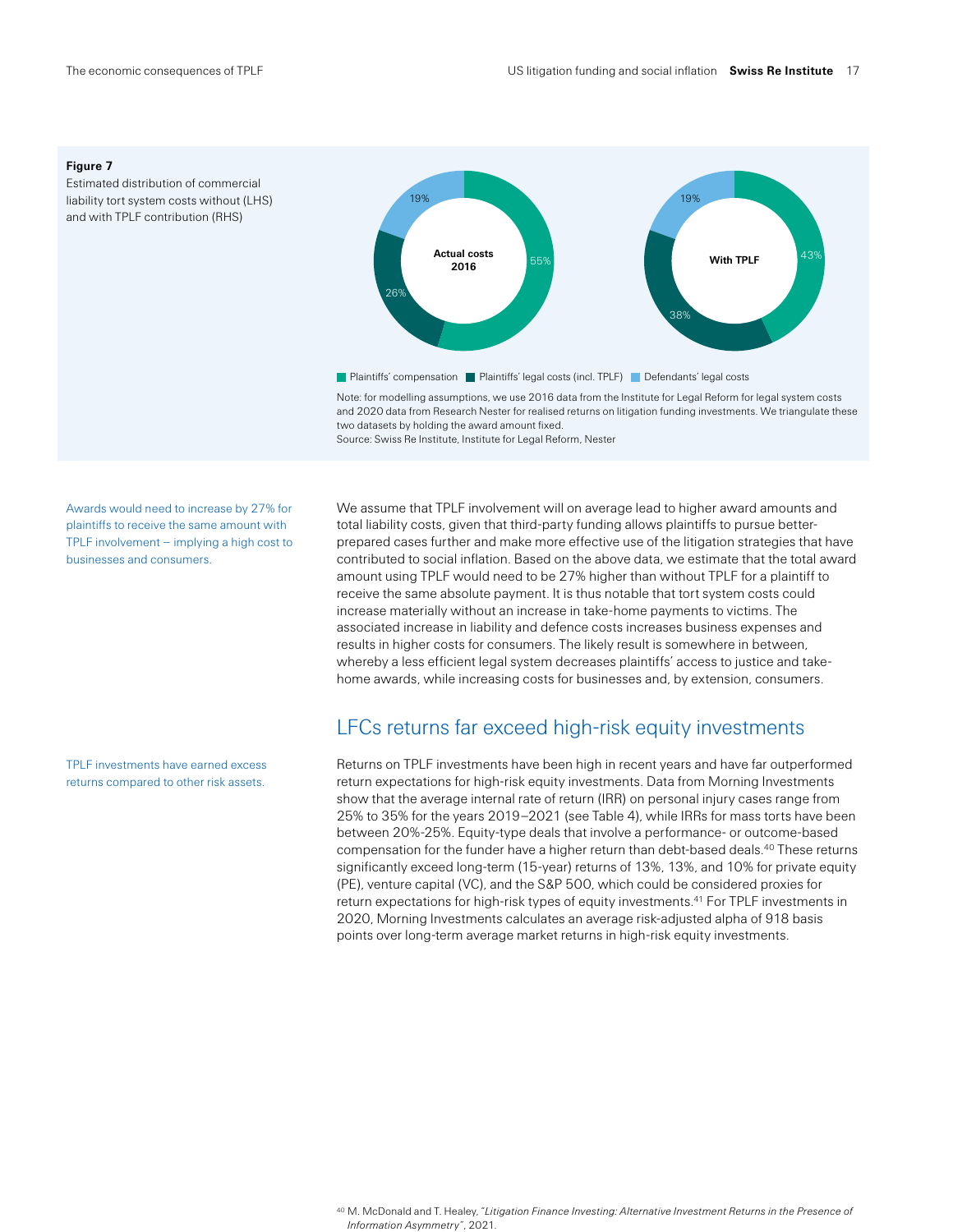**Figure 7**
Estimated distribution of commercial liability tort system costs without (LHS) and with TPLF contribution (RHS)

| | Actual costs 2016 | With TPLF |
|---|---|---|
| Plaintiffs' compensation | 55% | 43% |
| Plaintiffs' legal costs (incl. TPLF) | 26% | 38% |
| Defendants' legal costs | 19% | 19% |

Note: for modelling assumptions, we use 2016 data from the Institute for Legal Reform for legal system costs and 2020 data from Research Nester for realised returns on litigation funding investments. We triangulate these two datasets by holding the award amount fixed.
Source: Swiss Re Institute, Institute for Legal Reform, Nester

Awards would need to increase by 27% for plaintiffs to receive the same amount with TPLF involvement – implying a high cost to businesses and consumers.

We assume that TPLF involvement will on average lead to higher award amounts and total liability costs, given that third-party funding allows plaintiffs to pursue better-prepared cases further and make more effective use of the litigation strategies that have contributed to social inflation. Based on the above data, we estimate that the total award amount using TPLF would need to be 27% higher than without TPLF for a plaintiff to receive the same absolute payment. It is thus notable that tort system costs could increase materially without an increase in take-home payments to victims. The associated increase in liability and defence costs increases business expenses and results in higher costs for consumers. The likely result is somewhere in between, whereby a less efficient legal system decreases plaintiffs' access to justice and take-home awards, while increasing costs for businesses and, by extension, consumers.

## LFCs returns far exceed high-risk equity investments

TPLF investments have earned excess returns compared to other risk assets.

Returns on TPLF investments have been high in recent years and have far outperformed return expectations for high-risk equity investments. Data from Morning Investments show that the average internal rate of return (IRR) on personal injury cases range from 25% to 35% for the years 2019–2021 (see Table 4), while IRRs for mass torts have been between 20%-25%. Equity-type deals that involve a performance- or outcome-based compensation for the funder have a higher return than debt-based deals.[40] These returns significantly exceed long-term (15-year) returns of 13%, 13%, and 10% for private equity (PE), venture capital (VC), and the S&P 500, which could be considered proxies for return expectations for high-risk types of equity investments.[41] For TPLF investments in 2020, Morning Investments calculates an average risk-adjusted alpha of 918 basis points over long-term average market returns in high-risk equity investments.

[40] M. McDonald and T. Healey, *"Litigation Finance Investing: Alternative Investment Returns in the Presence of Information Asymmetry"*, 2021.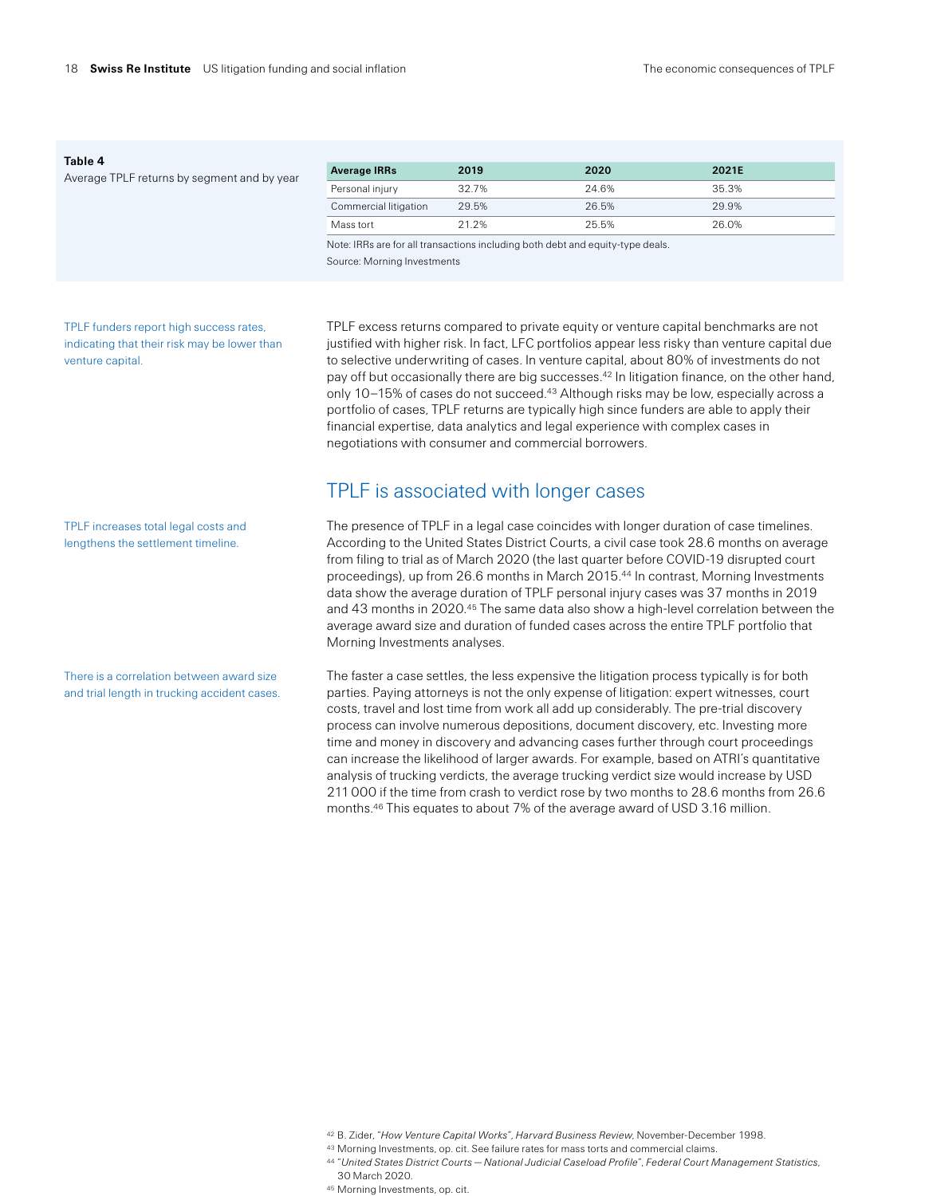**Table 4**
Average TPLF returns by segment and by year

| Average IRRs | 2019 | 2020 | 2021E |
|---|---|---|---|
| Personal injury | 32.7% | 24.6% | 35.3% |
| Commercial litigation | 29.5% | 26.5% | 29.9% |
| Mass tort | 21.2% | 25.5% | 26.0% |

Note: IRRs are for all transactions including both debt and equity-type deals.
Source: Morning Investments

TPLF funders report high success rates, indicating that their risk may be lower than venture capital.

TPLF excess returns compared to private equity or venture capital benchmarks are not justified with higher risk. In fact, LFC portfolios appear less risky than venture capital due to selective underwriting of cases. In venture capital, about 80% of investments do not pay off but occasionally there are big successes.[42] In litigation finance, on the other hand, only 10–15% of cases do not succeed.[43] Although risks may be low, especially across a portfolio of cases, TPLF returns are typically high since funders are able to apply their financial expertise, data analytics and legal experience with complex cases in negotiations with consumer and commercial borrowers.

## TPLF is associated with longer cases

TPLF increases total legal costs and lengthens the settlement timeline.

The presence of TPLF in a legal case coincides with longer duration of case timelines. According to the United States District Courts, a civil case took 28.6 months on average from filing to trial as of March 2020 (the last quarter before COVID-19 disrupted court proceedings), up from 26.6 months in March 2015.[44] In contrast, Morning Investments data show the average duration of TPLF personal injury cases was 37 months in 2019 and 43 months in 2020.[45] The same data also show a high-level correlation between the average award size and duration of funded cases across the entire TPLF portfolio that Morning Investments analyses.

There is a correlation between award size and trial length in trucking accident cases.

The faster a case settles, the less expensive the litigation process typically is for both parties. Paying attorneys is not the only expense of litigation: expert witnesses, court costs, travel and lost time from work all add up considerably. The pre-trial discovery process can involve numerous depositions, document discovery, etc. Investing more time and money in discovery and advancing cases further through court proceedings can increase the likelihood of larger awards. For example, based on ATRI's quantitative analysis of trucking verdicts, the average trucking verdict size would increase by USD 211 000 if the time from crash to verdict rose by two months to 28.6 months from 26.6 months.[46] This equates to about 7% of the average award of USD 3.16 million.

[42] B. Zider, "*How Venture Capital Works*", *Harvard Business Review*, November-December 1998.
[43] Morning Investments, op. cit. See failure rates for mass torts and commercial claims.
[44] "*United States District Courts — National Judicial Caseload Profile*", *Federal Court Management Statistics*, 30 March 2020.
[45] Morning Investments, op. cit.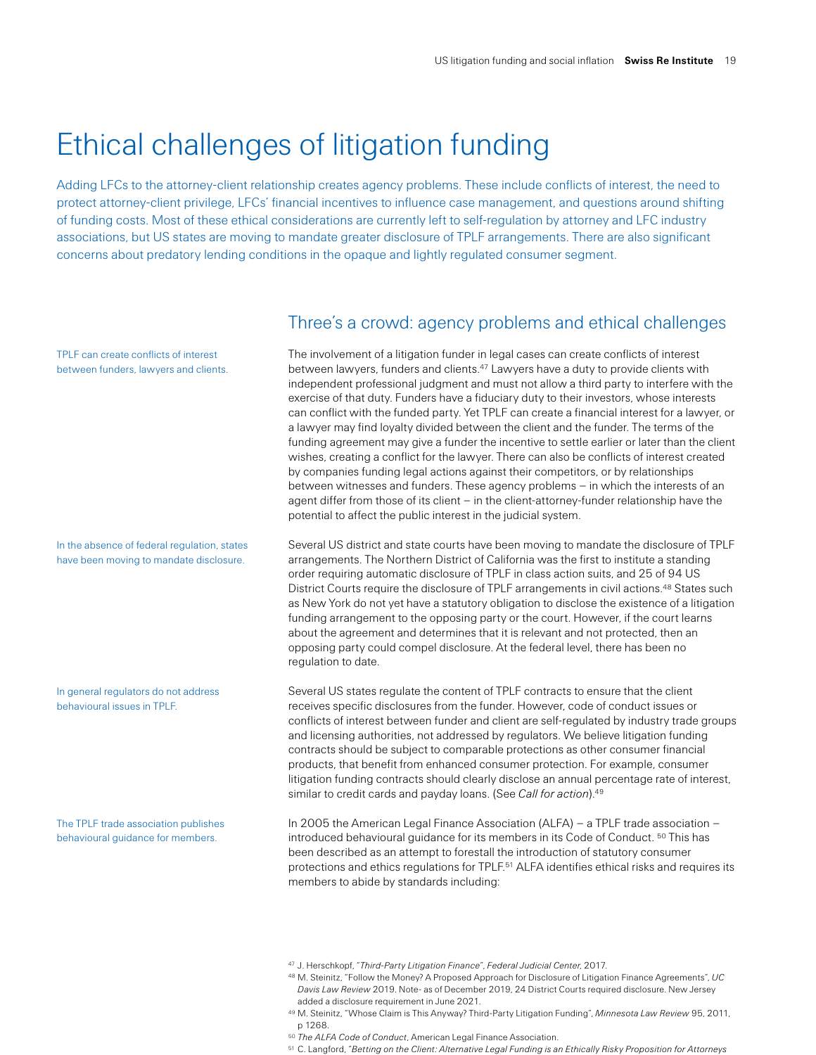# Ethical challenges of litigation funding

Adding LFCs to the attorney-client relationship creates agency problems. These include conflicts of interest, the need to protect attorney-client privilege, LFCs' financial incentives to influence case management, and questions around shifting of funding costs. Most of these ethical considerations are currently left to self-regulation by attorney and LFC industry associations, but US states are moving to mandate greater disclosure of TPLF arrangements. There are also significant concerns about predatory lending conditions in the opaque and lightly regulated consumer segment.

## Three's a crowd: agency problems and ethical challenges

TPLF can create conflicts of interest between funders, lawyers and clients.

The involvement of a litigation funder in legal cases can create conflicts of interest between lawyers, funders and clients.[47] Lawyers have a duty to provide clients with independent professional judgment and must not allow a third party to interfere with the exercise of that duty. Funders have a fiduciary duty to their investors, whose interests can conflict with the funded party. Yet TPLF can create a financial interest for a lawyer, or a lawyer may find loyalty divided between the client and the funder. The terms of the funding agreement may give a funder the incentive to settle earlier or later than the client wishes, creating a conflict for the lawyer. There can also be conflicts of interest created by companies funding legal actions against their competitors, or by relationships between witnesses and funders. These agency problems – in which the interests of an agent differ from those of its client – in the client-attorney-funder relationship have the potential to affect the public interest in the judicial system.

In the absence of federal regulation, states have been moving to mandate disclosure.

Several US district and state courts have been moving to mandate the disclosure of TPLF arrangements. The Northern District of California was the first to institute a standing order requiring automatic disclosure of TPLF in class action suits, and 25 of 94 US District Courts require the disclosure of TPLF arrangements in civil actions.[48] States such as New York do not yet have a statutory obligation to disclose the existence of a litigation funding arrangement to the opposing party or the court. However, if the court learns about the agreement and determines that it is relevant and not protected, then an opposing party could compel disclosure. At the federal level, there has been no regulation to date.

In general regulators do not address behavioural issues in TPLF.

Several US states regulate the content of TPLF contracts to ensure that the client receives specific disclosures from the funder. However, code of conduct issues or conflicts of interest between funder and client are self-regulated by industry trade groups and licensing authorities, not addressed by regulators. We believe litigation funding contracts should be subject to comparable protections as other consumer financial products, that benefit from enhanced consumer protection. For example, consumer litigation funding contracts should clearly disclose an annual percentage rate of interest, similar to credit cards and payday loans. (See *Call for action*).[49]

The TPLF trade association publishes behavioural guidance for members.

In 2005 the American Legal Finance Association (ALFA) – a TPLF trade association – introduced behavioural guidance for its members in its Code of Conduct.[50] This has been described as an attempt to forestall the introduction of statutory consumer protections and ethics regulations for TPLF.[51] ALFA identifies ethical risks and requires its members to abide by standards including:

---

[47] J. Herschkopf, "*Third-Party Litigation Finance*", *Federal Judicial Center*, 2017.

[48] M. Steinitz, "Follow the Money? A Proposed Approach for Disclosure of Litigation Finance Agreements", *UC Davis Law Review* 2019. Note- as of December 2019, 24 District Courts required disclosure. New Jersey added a disclosure requirement in June 2021.

[49] M. Steinitz, "Whose Claim is This Anyway? Third-Party Litigation Funding", *Minnesota Law Review* 95, 2011, p 1268.

[50] *The ALFA Code of Conduct*, American Legal Finance Association.

[51] C. Langford, "*Betting on the Client: Alternative Legal Funding is an Ethically Risky Proposition for Attorneys*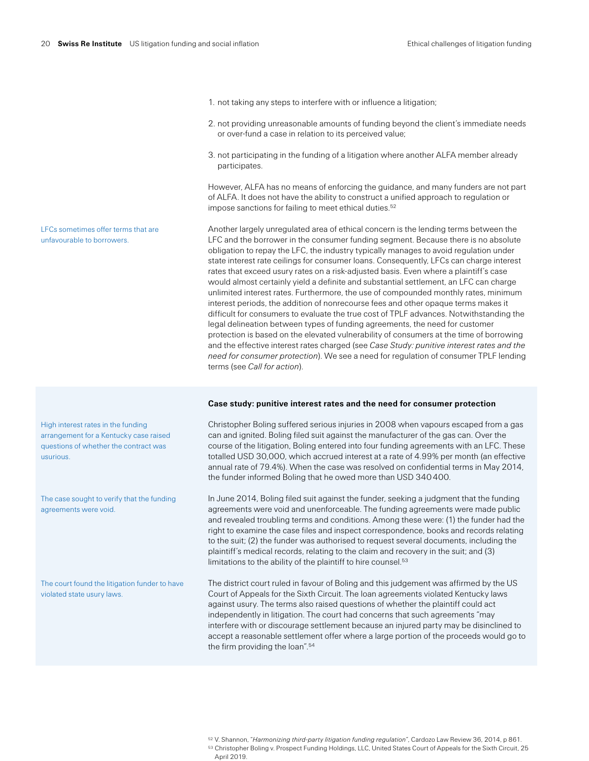1. not taking any steps to interfere with or influence a litigation;

2. not providing unreasonable amounts of funding beyond the client's immediate needs or over-fund a case in relation to its perceived value;

3. not participating in the funding of a litigation where another ALFA member already participates.

However, ALFA has no means of enforcing the guidance, and many funders are not part of ALFA. It does not have the ability to construct a unified approach to regulation or impose sanctions for failing to meet ethical duties.[52]

LFCs sometimes offer terms that are unfavourable to borrowers.

Another largely unregulated area of ethical concern is the lending terms between the LFC and the borrower in the consumer funding segment. Because there is no absolute obligation to repay the LFC, the industry typically manages to avoid regulation under state interest rate ceilings for consumer loans. Consequently, LFCs can charge interest rates that exceed usury rates on a risk-adjusted basis. Even where a plaintiff's case would almost certainly yield a definite and substantial settlement, an LFC can charge unlimited interest rates. Furthermore, the use of compounded monthly rates, minimum interest periods, the addition of nonrecourse fees and other opaque terms makes it difficult for consumers to evaluate the true cost of TPLF advances. Notwithstanding the legal delineation between types of funding agreements, the need for customer protection is based on the elevated vulnerability of consumers at the time of borrowing and the effective interest rates charged (see *Case Study: punitive interest rates and the need for consumer protection*). We see a need for regulation of consumer TPLF lending terms (see *Call for action*).

**Case study: punitive interest rates and the need for consumer protection**

High interest rates in the funding arrangement for a Kentucky case raised questions of whether the contract was usurious.

Christopher Boling suffered serious injuries in 2008 when vapours escaped from a gas can and ignited. Boling filed suit against the manufacturer of the gas can. Over the course of the litigation, Boling entered into four funding agreements with an LFC. These totalled USD 30,000, which accrued interest at a rate of 4.99% per month (an effective annual rate of 79.4%). When the case was resolved on confidential terms in May 2014, the funder informed Boling that he owed more than USD 340 400.

The case sought to verify that the funding agreements were void.

In June 2014, Boling filed suit against the funder, seeking a judgment that the funding agreements were void and unenforceable. The funding agreements were made public and revealed troubling terms and conditions. Among these were: (1) the funder had the right to examine the case files and inspect correspondence, books and records relating to the suit; (2) the funder was authorised to request several documents, including the plaintiff's medical records, relating to the claim and recovery in the suit; and (3) limitations to the ability of the plaintiff to hire counsel.[53]

The court found the litigation funder to have violated state usury laws.

The district court ruled in favour of Boling and this judgement was affirmed by the US Court of Appeals for the Sixth Circuit. The loan agreements violated Kentucky laws against usury. The terms also raised questions of whether the plaintiff could act independently in litigation. The court had concerns that such agreements "may interfere with or discourage settlement because an injured party may be disinclined to accept a reasonable settlement offer where a large portion of the proceeds would go to the firm providing the loan".[54]

[52] V. Shannon, "*Harmonizing third-party litigation funding regulation*", Cardozo Law Review 36, 2014, p 861.
[53] Christopher Boling v. Prospect Funding Holdings, LLC, United States Court of Appeals for the Sixth Circuit, 25 April 2019.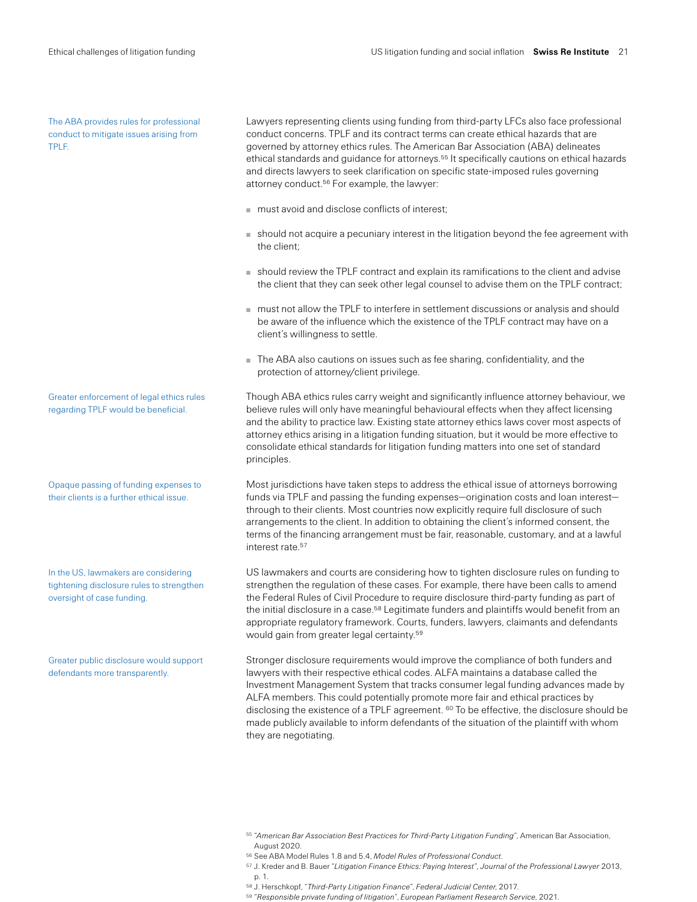The ABA provides rules for professional conduct to mitigate issues arising from TPLF.

Lawyers representing clients using funding from third-party LFCs also face professional conduct concerns. TPLF and its contract terms can create ethical hazards that are governed by attorney ethics rules. The American Bar Association (ABA) delineates ethical standards and guidance for attorneys.[55] It specifically cautions on ethical hazards and directs lawyers to seek clarification on specific state-imposed rules governing attorney conduct.[56] For example, the lawyer:

- must avoid and disclose conflicts of interest;
- should not acquire a pecuniary interest in the litigation beyond the fee agreement with the client;
- should review the TPLF contract and explain its ramifications to the client and advise the client that they can seek other legal counsel to advise them on the TPLF contract;
- must not allow the TPLF to interfere in settlement discussions or analysis and should be aware of the influence which the existence of the TPLF contract may have on a client's willingness to settle.
- The ABA also cautions on issues such as fee sharing, confidentiality, and the protection of attorney/client privilege.

Greater enforcement of legal ethics rules regarding TPLF would be beneficial.

Though ABA ethics rules carry weight and significantly influence attorney behaviour, we believe rules will only have meaningful behavioural effects when they affect licensing and the ability to practice law. Existing state attorney ethics laws cover most aspects of attorney ethics arising in a litigation funding situation, but it would be more effective to consolidate ethical standards for litigation funding matters into one set of standard principles.

Opaque passing of funding expenses to their clients is a further ethical issue.

Most jurisdictions have taken steps to address the ethical issue of attorneys borrowing funds via TPLF and passing the funding expenses—origination costs and loan interest—through to their clients. Most countries now explicitly require full disclosure of such arrangements to the client. In addition to obtaining the client's informed consent, the terms of the financing arrangement must be fair, reasonable, customary, and at a lawful interest rate.[57]

In the US, lawmakers are considering tightening disclosure rules to strengthen oversight of case funding.

US lawmakers and courts are considering how to tighten disclosure rules on funding to strengthen the regulation of these cases. For example, there have been calls to amend the Federal Rules of Civil Procedure to require disclosure third-party funding as part of the initial disclosure in a case.[58] Legitimate funders and plaintiffs would benefit from an appropriate regulatory framework. Courts, funders, lawyers, claimants and defendants would gain from greater legal certainty.[59]

Greater public disclosure would support defendants more transparently.

Stronger disclosure requirements would improve the compliance of both funders and lawyers with their respective ethical codes. ALFA maintains a database called the Investment Management System that tracks consumer legal funding advances made by ALFA members. This could potentially promote more fair and ethical practices by disclosing the existence of a TPLF agreement.[60] To be effective, the disclosure should be made publicly available to inform defendants of the situation of the plaintiff with whom they are negotiating.

[55] "*American Bar Association Best Practices for Third-Party Litigation Funding*", American Bar Association, August 2020.
[56] See ABA Model Rules 1.8 and 5.4, *Model Rules of Professional Conduct*.
[57] J. Kreder and B. Bauer "*Litigation Finance Ethics: Paying Interest*", *Journal of the Professional Lawyer* 2013, p. 1.
[58] J. Herschkopf, "*Third-Party Litigation Finance*", *Federal Judicial Center*, 2017.
[59] "*Responsible private funding of litigation*", *European Parliament Research Service*, 2021.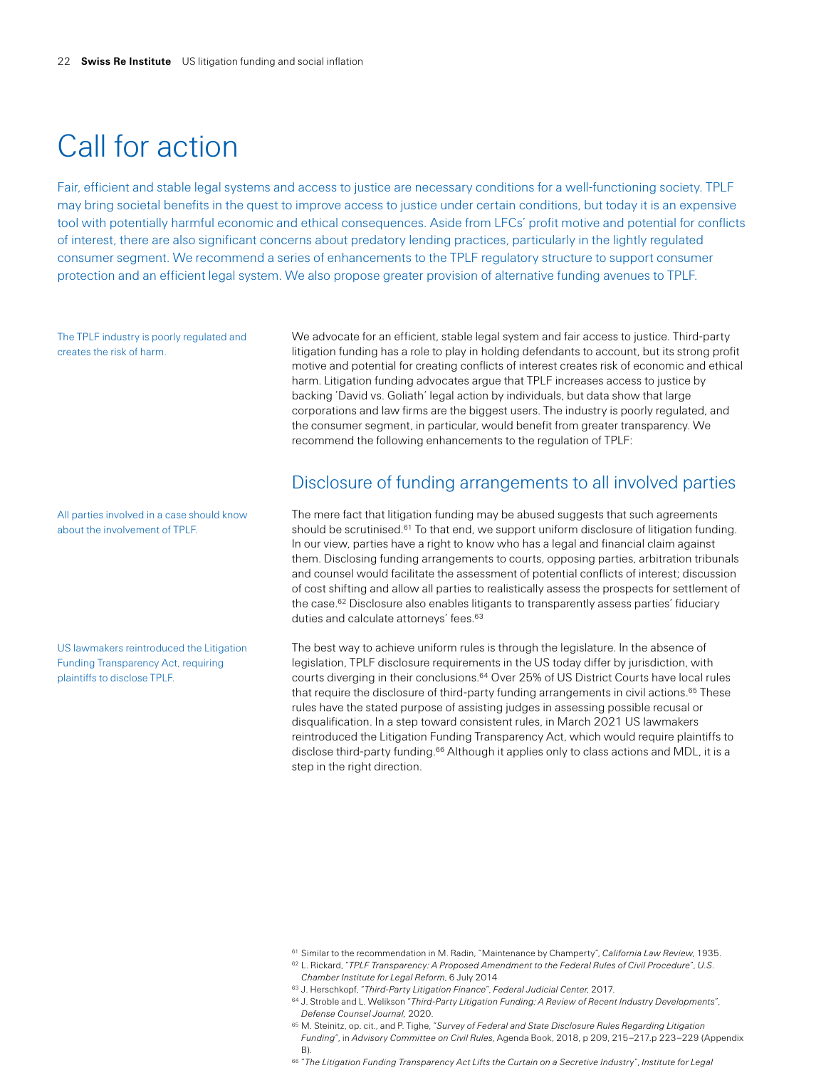# Call for action

Fair, efficient and stable legal systems and access to justice are necessary conditions for a well-functioning society. TPLF may bring societal benefits in the quest to improve access to justice under certain conditions, but today it is an expensive tool with potentially harmful economic and ethical consequences. Aside from LFCs' profit motive and potential for conflicts of interest, there are also significant concerns about predatory lending practices, particularly in the lightly regulated consumer segment. We recommend a series of enhancements to the TPLF regulatory structure to support consumer protection and an efficient legal system. We also propose greater provision of alternative funding avenues to TPLF.

The TPLF industry is poorly regulated and creates the risk of harm.

We advocate for an efficient, stable legal system and fair access to justice. Third-party litigation funding has a role to play in holding defendants to account, but its strong profit motive and potential for creating conflicts of interest creates risk of economic and ethical harm. Litigation funding advocates argue that TPLF increases access to justice by backing 'David vs. Goliath' legal action by individuals, but data show that large corporations and law firms are the biggest users. The industry is poorly regulated, and the consumer segment, in particular, would benefit from greater transparency. We recommend the following enhancements to the regulation of TPLF:

## Disclosure of funding arrangements to all involved parties

All parties involved in a case should know about the involvement of TPLF.

The mere fact that litigation funding may be abused suggests that such agreements should be scrutinised.[61] To that end, we support uniform disclosure of litigation funding. In our view, parties have a right to know who has a legal and financial claim against them. Disclosing funding arrangements to courts, opposing parties, arbitration tribunals and counsel would facilitate the assessment of potential conflicts of interest; discussion of cost shifting and allow all parties to realistically assess the prospects for settlement of the case.[62] Disclosure also enables litigants to transparently assess parties' fiduciary duties and calculate attorneys' fees.[63]

US lawmakers reintroduced the Litigation Funding Transparency Act, requiring plaintiffs to disclose TPLF.

The best way to achieve uniform rules is through the legislature. In the absence of legislation, TPLF disclosure requirements in the US today differ by jurisdiction, with courts diverging in their conclusions.[64] Over 25% of US District Courts have local rules that require the disclosure of third-party funding arrangements in civil actions.[65] These rules have the stated purpose of assisting judges in assessing possible recusal or disqualification. In a step toward consistent rules, in March 2021 US lawmakers reintroduced the Litigation Funding Transparency Act, which would require plaintiffs to disclose third-party funding.[66] Although it applies only to class actions and MDL, it is a step in the right direction.

[61] Similar to the recommendation in M. Radin, "Maintenance by Champerty", *California Law Review*, 1935.

[62] L. Rickard, "*TPLF Transparency: A Proposed Amendment to the Federal Rules of Civil Procedure*", *U.S. Chamber Institute for Legal Reform*, 6 July 2014

[63] J. Herschkopf, "*Third-Party Litigation Finance*", *Federal Judicial Center*, 2017.

[64] J. Stroble and L. Welikson "*Third-Party Litigation Funding: A Review of Recent Industry Developments*", *Defense Counsel Journal*, 2020.

[65] M. Steinitz, op. cit., and P. Tighe, "*Survey of Federal and State Disclosure Rules Regarding Litigation Funding*", in *Advisory Committee on Civil Rules*, Agenda Book, 2018, p 209, 215–217.p 223–229 (Appendix B).

[66] "*The Litigation Funding Transparency Act Lifts the Curtain on a Secretive Industry*", *Institute for Legal*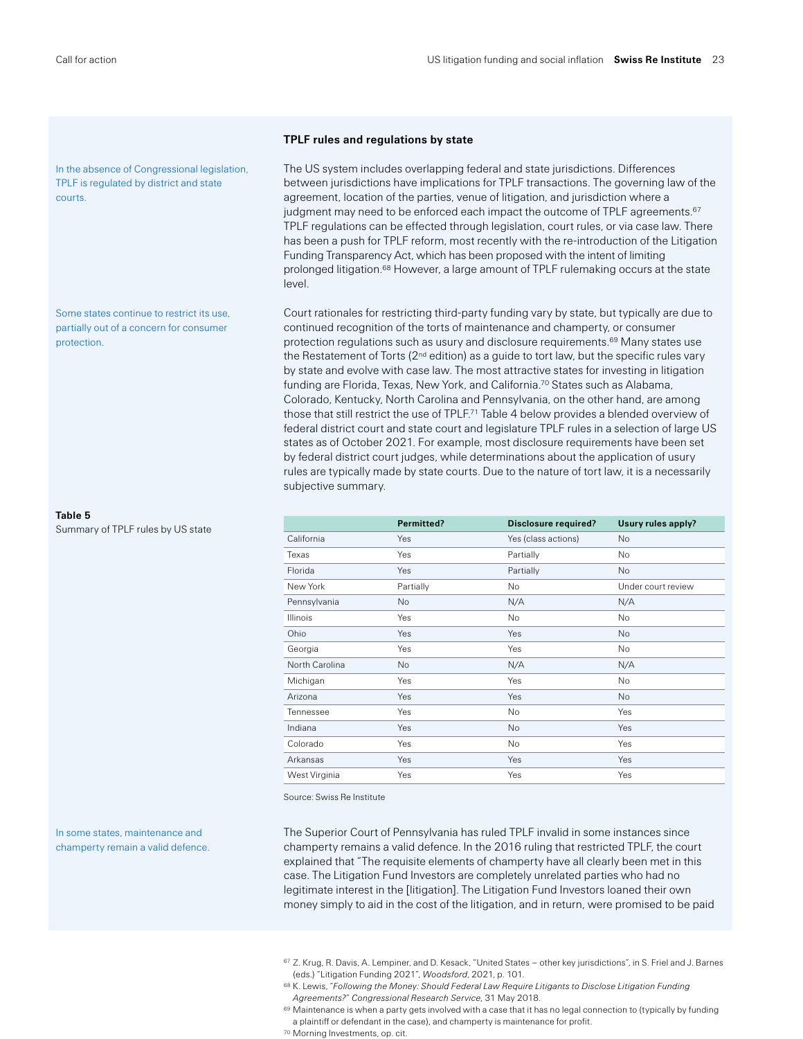## TPLF rules and regulations by state

In the absence of Congressional legislation, TPLF is regulated by district and state courts.

The US system includes overlapping federal and state jurisdictions. Differences between jurisdictions have implications for TPLF transactions. The governing law of the agreement, location of the parties, venue of litigation, and jurisdiction where a judgment may need to be enforced each impact the outcome of TPLF agreements.[67] TPLF regulations can be effected through legislation, court rules, or via case law. There has been a push for TPLF reform, most recently with the re-introduction of the Litigation Funding Transparency Act, which has been proposed with the intent of limiting prolonged litigation.[68] However, a large amount of TPLF rulemaking occurs at the state level.

Some states continue to restrict its use, partially out of a concern for consumer protection.

Court rationales for restricting third-party funding vary by state, but typically are due to continued recognition of the torts of maintenance and champerty, or consumer protection regulations such as usury and disclosure requirements.[69] Many states use the Restatement of Torts (2nd edition) as a guide to tort law, but the specific rules vary by state and evolve with case law. The most attractive states for investing in litigation funding are Florida, Texas, New York, and California.[70] States such as Alabama, Colorado, Kentucky, North Carolina and Pennsylvania, on the other hand, are among those that still restrict the use of TPLF.[71] Table 4 below provides a blended overview of federal district court and state court and legislature TPLF rules in a selection of large US states as of October 2021. For example, most disclosure requirements have been set by federal district court judges, while determinations about the application of usury rules are typically made by state courts. Due to the nature of tort law, it is a necessarily subjective summary.

**Table 5**
Summary of TPLF rules by US state

| | Permitted? | Disclosure required? | Usury rules apply? |
|---|---|---|---|
| California | Yes | Yes (class actions) | No |
| Texas | Yes | Partially | No |
| Florida | Yes | Partially | No |
| New York | Partially | No | Under court review |
| Pennsylvania | No | N/A | N/A |
| Illinois | Yes | No | No |
| Ohio | Yes | Yes | No |
| Georgia | Yes | Yes | No |
| North Carolina | No | N/A | N/A |
| Michigan | Yes | Yes | No |
| Arizona | Yes | Yes | No |
| Tennessee | Yes | No | Yes |
| Indiana | Yes | No | Yes |
| Colorado | Yes | No | Yes |
| Arkansas | Yes | Yes | Yes |
| West Virginia | Yes | Yes | Yes |

Source: Swiss Re Institute

In some states, maintenance and champerty remain a valid defence.

The Superior Court of Pennsylvania has ruled TPLF invalid in some instances since champerty remains a valid defence. In the 2016 ruling that restricted TPLF, the court explained that "The requisite elements of champerty have all clearly been met in this case. The Litigation Fund Investors are completely unrelated parties who had no legitimate interest in the [litigation]. The Litigation Fund Investors loaned their own money simply to aid in the cost of the litigation, and in return, were promised to be paid

[67] Z. Krug, R. Davis, A. Lempiner, and D. Kesack, "United States – other key jurisdictions", in S. Friel and J. Barnes (eds.) "Litigation Funding 2021", *Woodsford*, 2021, p. 101.
[68] K. Lewis, *"Following the Money: Should Federal Law Require Litigants to Disclose Litigation Funding Agreements?" Congressional Research Service*, 31 May 2018.
[69] Maintenance is when a party gets involved with a case that it has no legal connection to (typically by funding a plaintiff or defendant in the case), and champerty is maintenance for profit.
[70] Morning Investments, op. cit.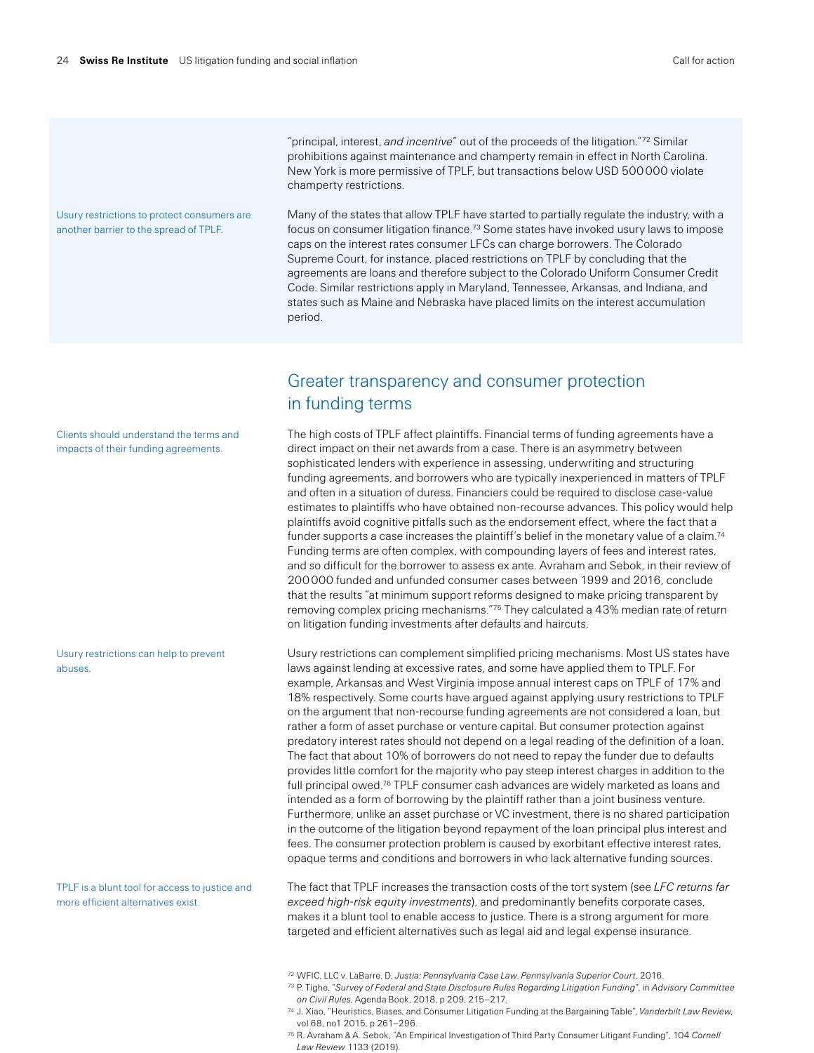"principal, interest, *and incentive*" out of the proceeds of the litigation."[72] Similar prohibitions against maintenance and champerty remain in effect in North Carolina. New York is more permissive of TPLF, but transactions below USD 500 000 violate champerty restrictions.

Usury restrictions to protect consumers are another barrier to the spread of TPLF.

Many of the states that allow TPLF have started to partially regulate the industry, with a focus on consumer litigation finance.[73] Some states have invoked usury laws to impose caps on the interest rates consumer LFCs can charge borrowers. The Colorado Supreme Court, for instance, placed restrictions on TPLF by concluding that the agreements are loans and therefore subject to the Colorado Uniform Consumer Credit Code. Similar restrictions apply in Maryland, Tennessee, Arkansas, and Indiana, and states such as Maine and Nebraska have placed limits on the interest accumulation period.

## Greater transparency and consumer protection in funding terms

Clients should understand the terms and impacts of their funding agreements.

The high costs of TPLF affect plaintiffs. Financial terms of funding agreements have a direct impact on their net awards from a case. There is an asymmetry between sophisticated lenders with experience in assessing, underwriting and structuring funding agreements, and borrowers who are typically inexperienced in matters of TPLF and often in a situation of duress. Financiers could be required to disclose case-value estimates to plaintiffs who have obtained non-recourse advances. This policy would help plaintiffs avoid cognitive pitfalls such as the endorsement effect, where the fact that a funder supports a case increases the plaintiff's belief in the monetary value of a claim.[74] Funding terms are often complex, with compounding layers of fees and interest rates, and so difficult for the borrower to assess ex ante. Avraham and Sebok, in their review of 200 000 funded and unfunded consumer cases between 1999 and 2016, conclude that the results "at minimum support reforms designed to make pricing transparent by removing complex pricing mechanisms."[75] They calculated a 43% median rate of return on litigation funding investments after defaults and haircuts.

Usury restrictions can help to prevent abuses.

Usury restrictions can complement simplified pricing mechanisms. Most US states have laws against lending at excessive rates, and some have applied them to TPLF. For example, Arkansas and West Virginia impose annual interest caps on TPLF of 17% and 18% respectively. Some courts have argued against applying usury restrictions to TPLF on the argument that non-recourse funding agreements are not considered a loan, but rather a form of asset purchase or venture capital. But consumer protection against predatory interest rates should not depend on a legal reading of the definition of a loan. The fact that about 10% of borrowers do not need to repay the funder due to defaults provides little comfort for the majority who pay steep interest charges in addition to the full principal owed.[76] TPLF consumer cash advances are widely marketed as loans and intended as a form of borrowing by the plaintiff rather than a joint business venture. Furthermore, unlike an asset purchase or VC investment, there is no shared participation in the outcome of the litigation beyond repayment of the loan principal plus interest and fees. The consumer protection problem is caused by exorbitant effective interest rates, opaque terms and conditions and borrowers in who lack alternative funding sources.

TPLF is a blunt tool for access to justice and more efficient alternatives exist.

The fact that TPLF increases the transaction costs of the tort system (see *LFC returns far exceed high-risk equity investments*), and predominantly benefits corporate cases, makes it a blunt tool to enable access to justice. There is a strong argument for more targeted and efficient alternatives such as legal aid and legal expense insurance.

[72] WFIC, LLC v. LaBarre, D, *Justia: Pennsylvania Case Law. Pennsylvania Superior Court*, 2016.
[73] P. Tighe, "*Survey of Federal and State Disclosure Rules Regarding Litigation Funding*", in *Advisory Committee on Civil Rules*, Agenda Book, 2018, p 209, 215–217.
[74] J. Xiao, "Heuristics, Biases, and Consumer Litigation Funding at the Bargaining Table", *Vanderbilt Law Review*, vol 68, no1 2015, p 261–296.
[75] R. Avraham & A. Sebok, "An Empirical Investigation of Third Party Consumer Litigant Funding", 104 *Cornell Law Review* 1133 (2019).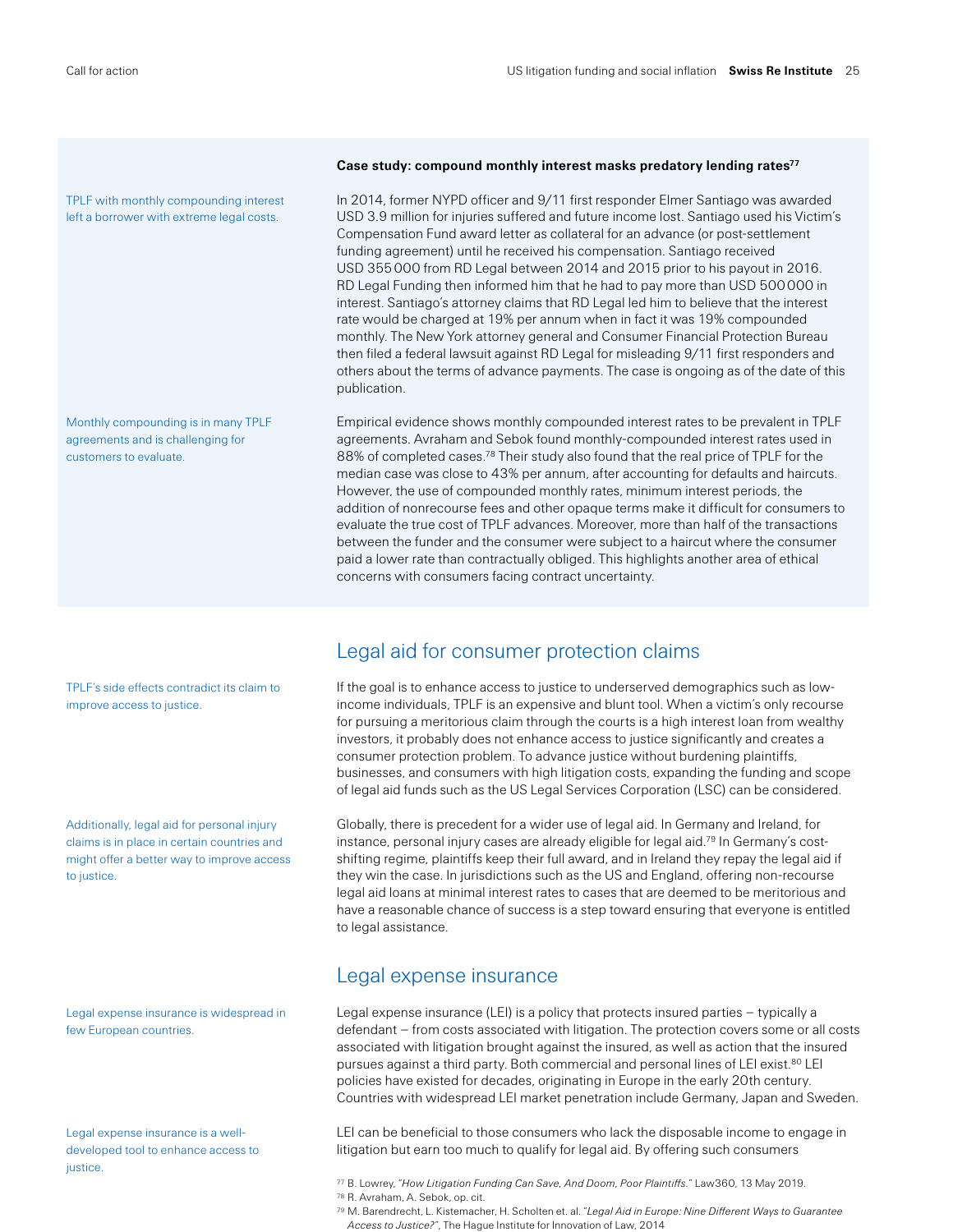**Case study: compound monthly interest masks predatory lending rates**[77]

TPLF with monthly compounding interest left a borrower with extreme legal costs.

In 2014, former NYPD officer and 9/11 first responder Elmer Santiago was awarded USD 3.9 million for injuries suffered and future income lost. Santiago used his Victim's Compensation Fund award letter as collateral for an advance (or post-settlement funding agreement) until he received his compensation. Santiago received USD 355 000 from RD Legal between 2014 and 2015 prior to his payout in 2016. RD Legal Funding then informed him that he had to pay more than USD 500 000 in interest. Santiago's attorney claims that RD Legal led him to believe that the interest rate would be charged at 19% per annum when in fact it was 19% compounded monthly. The New York attorney general and Consumer Financial Protection Bureau then filed a federal lawsuit against RD Legal for misleading 9/11 first responders and others about the terms of advance payments. The case is ongoing as of the date of this publication.

Monthly compounding is in many TPLF agreements and is challenging for customers to evaluate.

Empirical evidence shows monthly compounded interest rates to be prevalent in TPLF agreements. Avraham and Sebok found monthly-compounded interest rates used in 88% of completed cases.[78] Their study also found that the real price of TPLF for the median case was close to 43% per annum, after accounting for defaults and haircuts. However, the use of compounded monthly rates, minimum interest periods, the addition of nonrecourse fees and other opaque terms make it difficult for consumers to evaluate the true cost of TPLF advances. Moreover, more than half of the transactions between the funder and the consumer were subject to a haircut where the consumer paid a lower rate than contractually obliged. This highlights another area of ethical concerns with consumers facing contract uncertainty.

## Legal aid for consumer protection claims

TPLF's side effects contradict its claim to improve access to justice.

If the goal is to enhance access to justice to underserved demographics such as low-income individuals, TPLF is an expensive and blunt tool. When a victim's only recourse for pursuing a meritorious claim through the courts is a high interest loan from wealthy investors, it probably does not enhance access to justice significantly and creates a consumer protection problem. To advance justice without burdening plaintiffs, businesses, and consumers with high litigation costs, expanding the funding and scope of legal aid funds such as the US Legal Services Corporation (LSC) can be considered.

Additionally, legal aid for personal injury claims is in place in certain countries and might offer a better way to improve access to justice.

Globally, there is precedent for a wider use of legal aid. In Germany and Ireland, for instance, personal injury cases are already eligible for legal aid.[79] In Germany's cost-shifting regime, plaintiffs keep their full award, and in Ireland they repay the legal aid if they win the case. In jurisdictions such as the US and England, offering non-recourse legal aid loans at minimal interest rates to cases that are deemed to be meritorious and have a reasonable chance of success is a step toward ensuring that everyone is entitled to legal assistance.

## Legal expense insurance

Legal expense insurance is widespread in few European countries.

Legal expense insurance (LEI) is a policy that protects insured parties – typically a defendant – from costs associated with litigation. The protection covers some or all costs associated with litigation brought against the insured, as well as action that the insured pursues against a third party. Both commercial and personal lines of LEI exist.[80] LEI policies have existed for decades, originating in Europe in the early 20th century. Countries with widespread LEI market penetration include Germany, Japan and Sweden.

Legal expense insurance is a well-developed tool to enhance access to justice.

LEI can be beneficial to those consumers who lack the disposable income to engage in litigation but earn too much to qualify for legal aid. By offering such consumers

[77] B. Lowrey, *"How Litigation Funding Can Save, And Doom, Poor Plaintiffs."* Law360, 13 May 2019.
[78] R. Avraham, A. Sebok, op. cit.
[79] M. Barendrecht, L. Kistemacher, H. Scholten et. al. "*Legal Aid in Europe: Nine Different Ways to Guarantee Access to Justice?*", The Hague Institute for Innovation of Law, 2014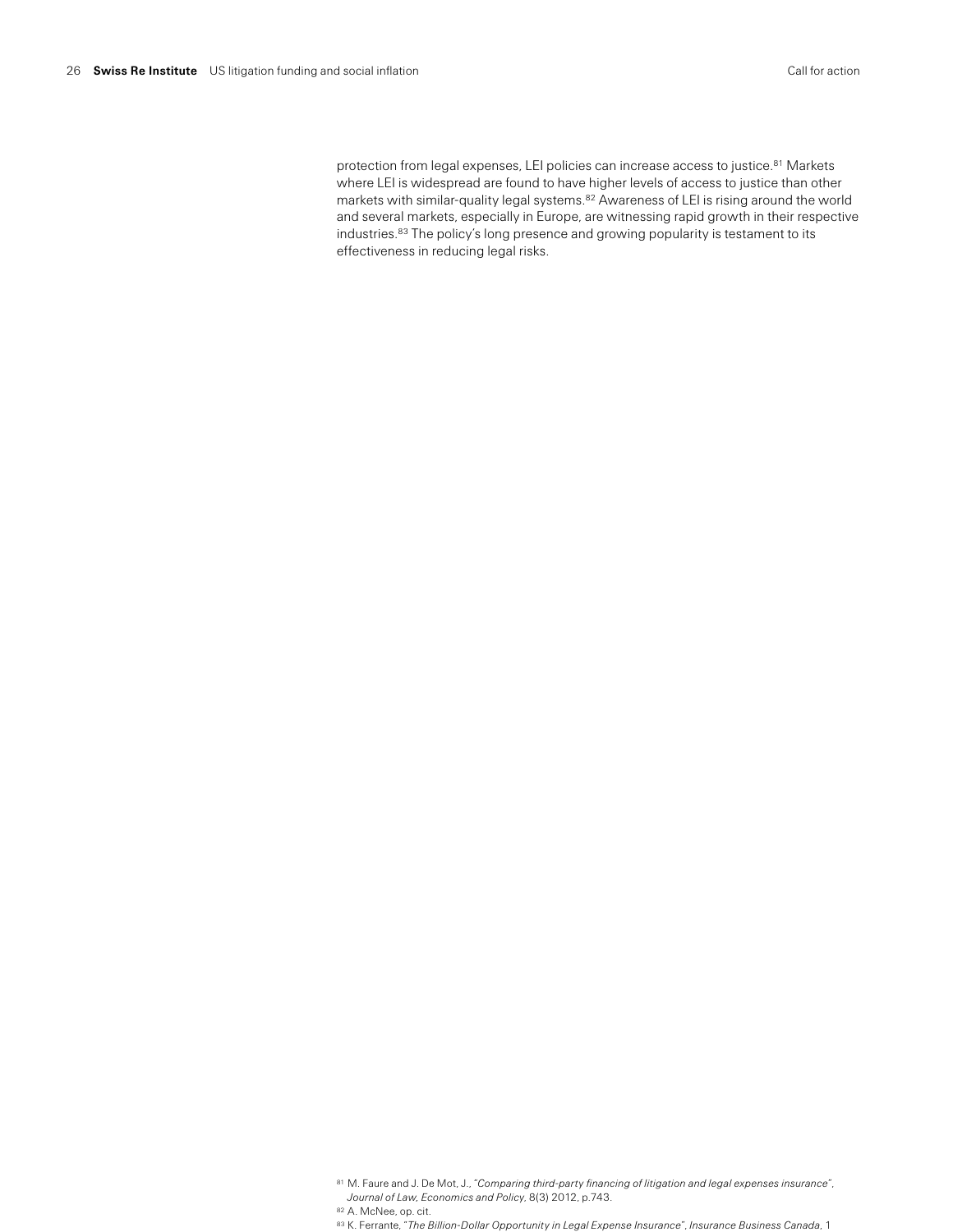protection from legal expenses, LEI policies can increase access to justice.[81] Markets where LEI is widespread are found to have higher levels of access to justice than other markets with similar-quality legal systems.[82] Awareness of LEI is rising around the world and several markets, especially in Europe, are witnessing rapid growth in their respective industries.[83] The policy's long presence and growing popularity is testament to its effectiveness in reducing legal risks.

[81] M. Faure and J. De Mot, J., "*Comparing third-party financing of litigation and legal expenses insurance*", *Journal of Law, Economics and Policy*, 8(3) 2012, p.743.

[82] A. McNee, op. cit.

[83] K. Ferrante, "*The Billion-Dollar Opportunity in Legal Expense Insurance*", *Insurance Business Canada*, 1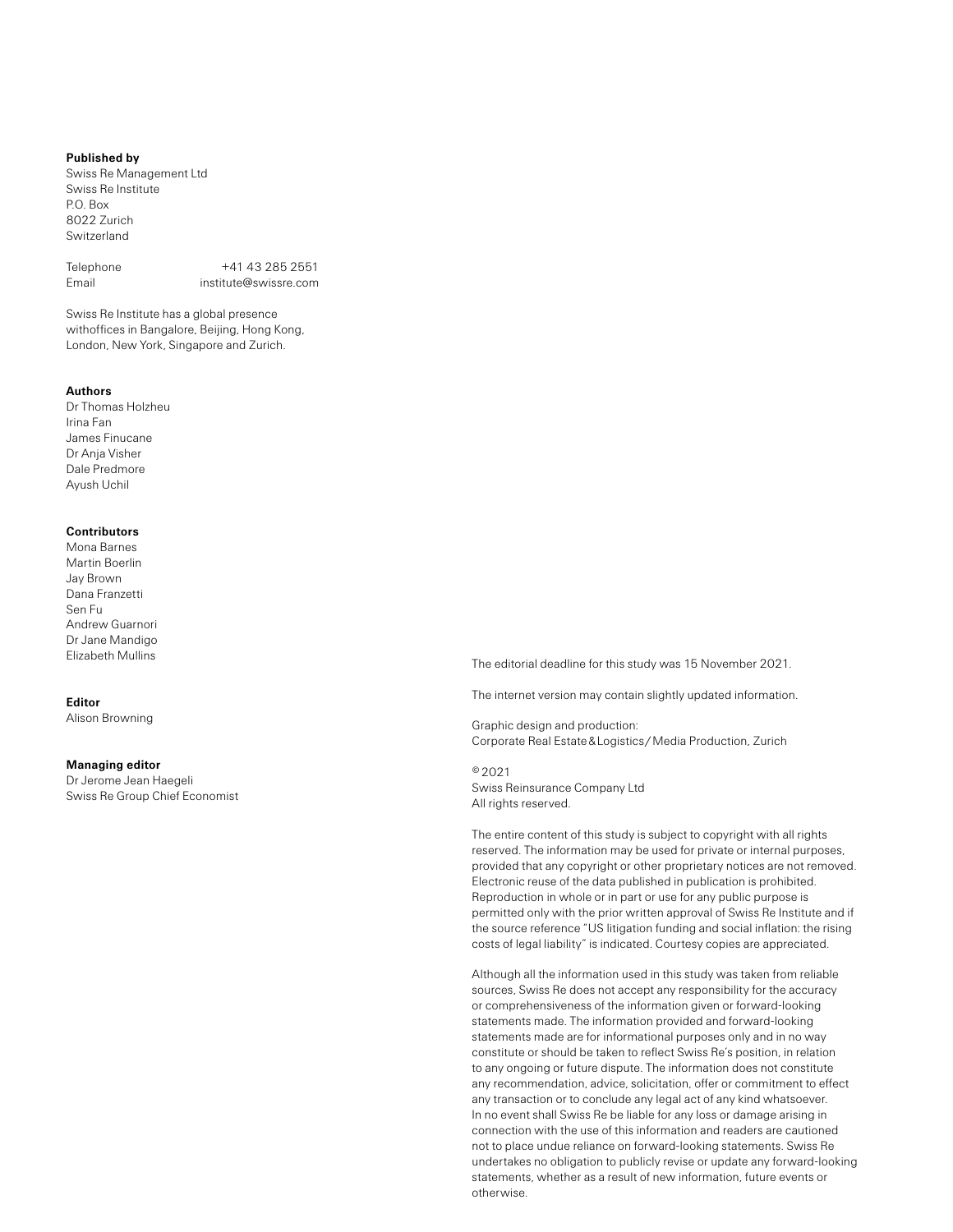**Published by**
Swiss Re Management Ltd
Swiss Re Institute
P.O. Box
8022 Zurich
Switzerland

Telephone +41 43 285 2551
Email institute@swissre.com

Swiss Re Institute has a global presence withoffices in Bangalore, Beijing, Hong Kong, London, New York, Singapore and Zurich.

**Authors**
Dr Thomas Holzheu
Irina Fan
James Finucane
Dr Anja Visher
Dale Predmore
Ayush Uchil

**Contributors**
Mona Barnes
Martin Boerlin
Jay Brown
Dana Franzetti
Sen Fu
Andrew Guarnori
Dr Jane Mandigo
Elizabeth Mullins

**Editor**
Alison Browning

**Managing editor**
Dr Jerome Jean Haegeli
Swiss Re Group Chief Economist

The editorial deadline for this study was 15 November 2021.

The internet version may contain slightly updated information.

Graphic design and production:
Corporate Real Estate & Logistics / Media Production, Zurich

© 2021
Swiss Reinsurance Company Ltd
All rights reserved.

The entire content of this study is subject to copyright with all rights reserved. The information may be used for private or internal purposes, provided that any copyright or other proprietary notices are not removed. Electronic reuse of the data published in publication is prohibited. Reproduction in whole or in part or use for any public purpose is permitted only with the prior written approval of Swiss Re Institute and if the source reference "US litigation funding and social inflation: the rising costs of legal liability" is indicated. Courtesy copies are appreciated.

Although all the information used in this study was taken from reliable sources, Swiss Re does not accept any responsibility for the accuracy or comprehensiveness of the information given or forward-looking statements made. The information provided and forward-looking statements made are for informational purposes only and in no way constitute or should be taken to reflect Swiss Re's position, in relation to any ongoing or future dispute. The information does not constitute any recommendation, advice, solicitation, offer or commitment to effect any transaction or to conclude any legal act of any kind whatsoever. In no event shall Swiss Re be liable for any loss or damage arising in connection with the use of this information and readers are cautioned not to place undue reliance on forward-looking statements. Swiss Re undertakes no obligation to publicly revise or update any forward-looking statements, whether as a result of new information, future events or otherwise.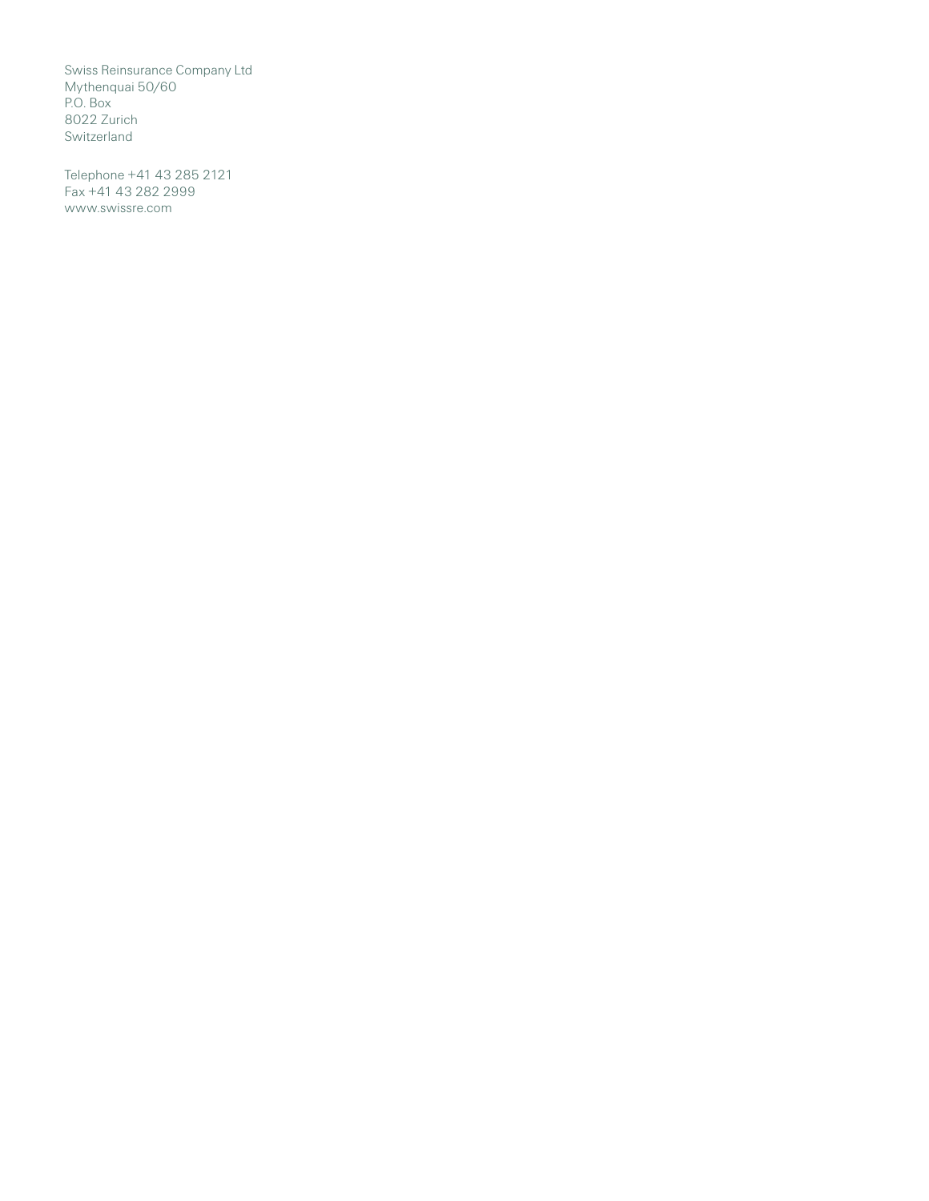Swiss Reinsurance Company Ltd
Mythenquai 50/60
P.O. Box
8022 Zurich
Switzerland

Telephone +41 43 285 2121
Fax +41 43 282 2999
www.swissre.com